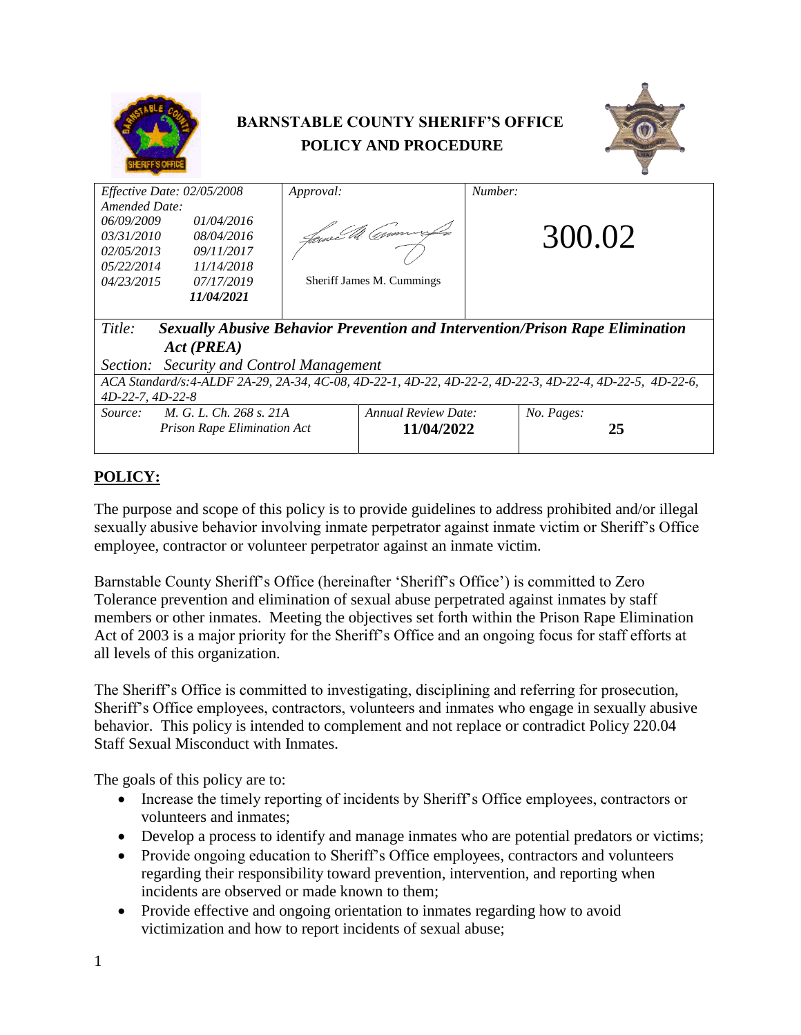# BARNSTABLE COUNTY SHERIFF'S OFFICE
## POLICY AND PROCEDURE

| | | |
|---|---|---|
| *Effective Date: 02/05/2008*<br>*Amended Date:*<br>*06/09/2009 01/04/2016*<br>*03/31/2010 08/04/2016*<br>*02/05/2013 09/11/2017*<br>*05/22/2014 11/14/2018*<br>*04/23/2015 07/17/2019*<br>***11/04/2021*** | *Approval:*<br><br>Sheriff James M. Cummings | *Number:*<br><br>300.02 |
| *Title:* ***Sexually Abusive Behavior Prevention and Intervention/Prison Rape Elimination Act (PREA)*** | | |
| *Section: Security and Control Management* | | |
| *ACA Standard/s:4-ALDF 2A-29, 2A-34, 4C-08, 4D-22-1, 4D-22, 4D-22-2, 4D-22-3, 4D-22-4, 4D-22-5, 4D-22-6, 4D-22-7, 4D-22-8* | | |
| *Source: M. G. L. Ch. 268 s. 21A*<br>*Prison Rape Elimination Act* | *Annual Review Date:*<br>**11/04/2022** | *No. Pages:*<br>**25** |

## POLICY:

The purpose and scope of this policy is to provide guidelines to address prohibited and/or illegal sexually abusive behavior involving inmate perpetrator against inmate victim or Sheriff's Office employee, contractor or volunteer perpetrator against an inmate victim.

Barnstable County Sheriff's Office (hereinafter 'Sheriff's Office') is committed to Zero Tolerance prevention and elimination of sexual abuse perpetrated against inmates by staff members or other inmates. Meeting the objectives set forth within the Prison Rape Elimination Act of 2003 is a major priority for the Sheriff's Office and an ongoing focus for staff efforts at all levels of this organization.

The Sheriff's Office is committed to investigating, disciplining and referring for prosecution, Sheriff's Office employees, contractors, volunteers and inmates who engage in sexually abusive behavior. This policy is intended to complement and not replace or contradict Policy 220.04 Staff Sexual Misconduct with Inmates.

The goals of this policy are to:

- Increase the timely reporting of incidents by Sheriff's Office employees, contractors or volunteers and inmates;
- Develop a process to identify and manage inmates who are potential predators or victims;
- Provide ongoing education to Sheriff's Office employees, contractors and volunteers regarding their responsibility toward prevention, intervention, and reporting when incidents are observed or made known to them;
- Provide effective and ongoing orientation to inmates regarding how to avoid victimization and how to report incidents of sexual abuse;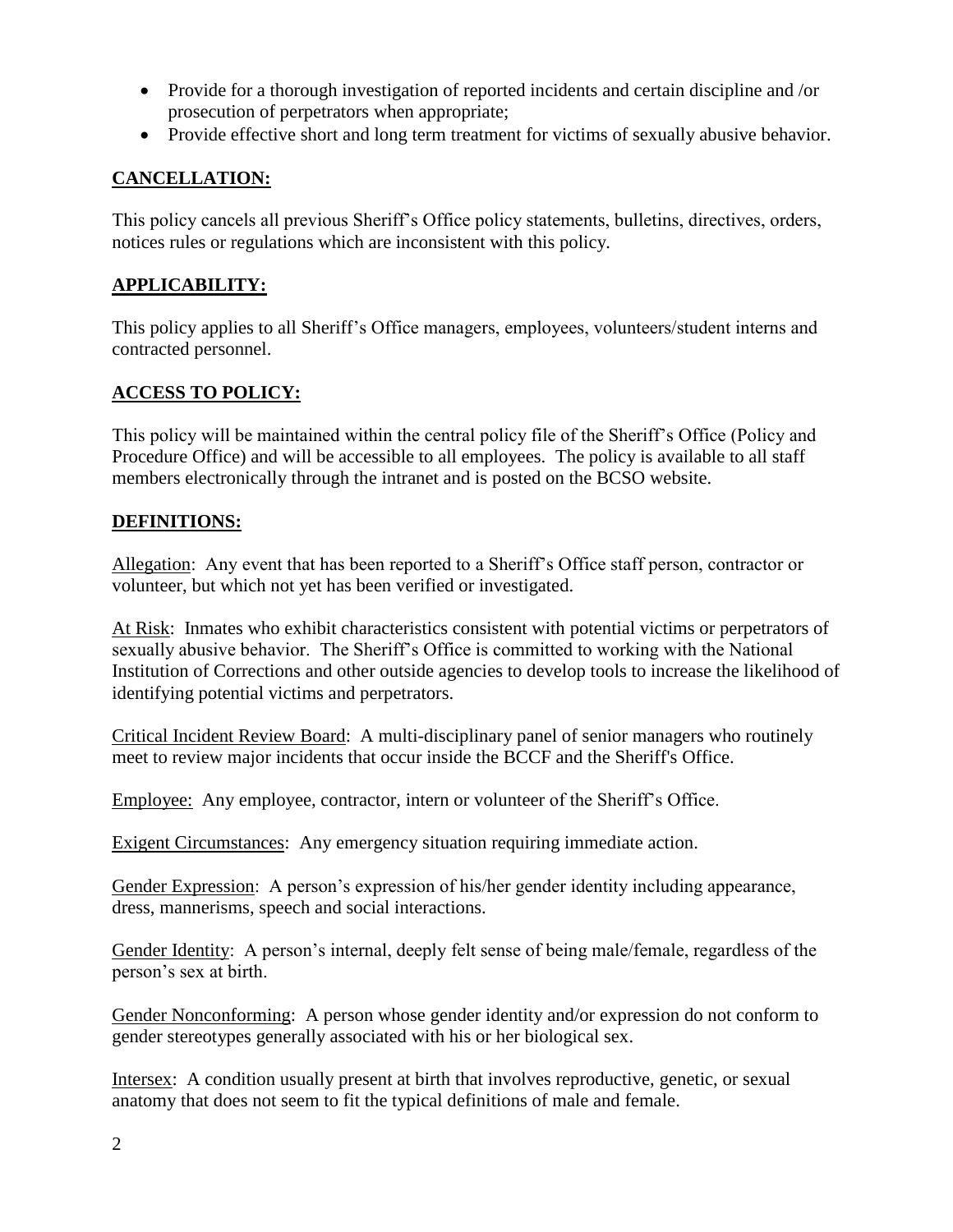- Provide for a thorough investigation of reported incidents and certain discipline and /or prosecution of perpetrators when appropriate;
- Provide effective short and long term treatment for victims of sexually abusive behavior.

## CANCELLATION:

This policy cancels all previous Sheriff's Office policy statements, bulletins, directives, orders, notices rules or regulations which are inconsistent with this policy.

## APPLICABILITY:

This policy applies to all Sheriff's Office managers, employees, volunteers/student interns and contracted personnel.

## ACCESS TO POLICY:

This policy will be maintained within the central policy file of the Sheriff's Office (Policy and Procedure Office) and will be accessible to all employees. The policy is available to all staff members electronically through the intranet and is posted on the BCSO website.

## DEFINITIONS:

Allegation: Any event that has been reported to a Sheriff's Office staff person, contractor or volunteer, but which not yet has been verified or investigated.

At Risk: Inmates who exhibit characteristics consistent with potential victims or perpetrators of sexually abusive behavior. The Sheriff's Office is committed to working with the National Institution of Corrections and other outside agencies to develop tools to increase the likelihood of identifying potential victims and perpetrators.

Critical Incident Review Board: A multi-disciplinary panel of senior managers who routinely meet to review major incidents that occur inside the BCCF and the Sheriff's Office.

Employee: Any employee, contractor, intern or volunteer of the Sheriff's Office.

Exigent Circumstances: Any emergency situation requiring immediate action.

Gender Expression: A person's expression of his/her gender identity including appearance, dress, mannerisms, speech and social interactions.

Gender Identity: A person's internal, deeply felt sense of being male/female, regardless of the person's sex at birth.

Gender Nonconforming: A person whose gender identity and/or expression do not conform to gender stereotypes generally associated with his or her biological sex.

Intersex: A condition usually present at birth that involves reproductive, genetic, or sexual anatomy that does not seem to fit the typical definitions of male and female.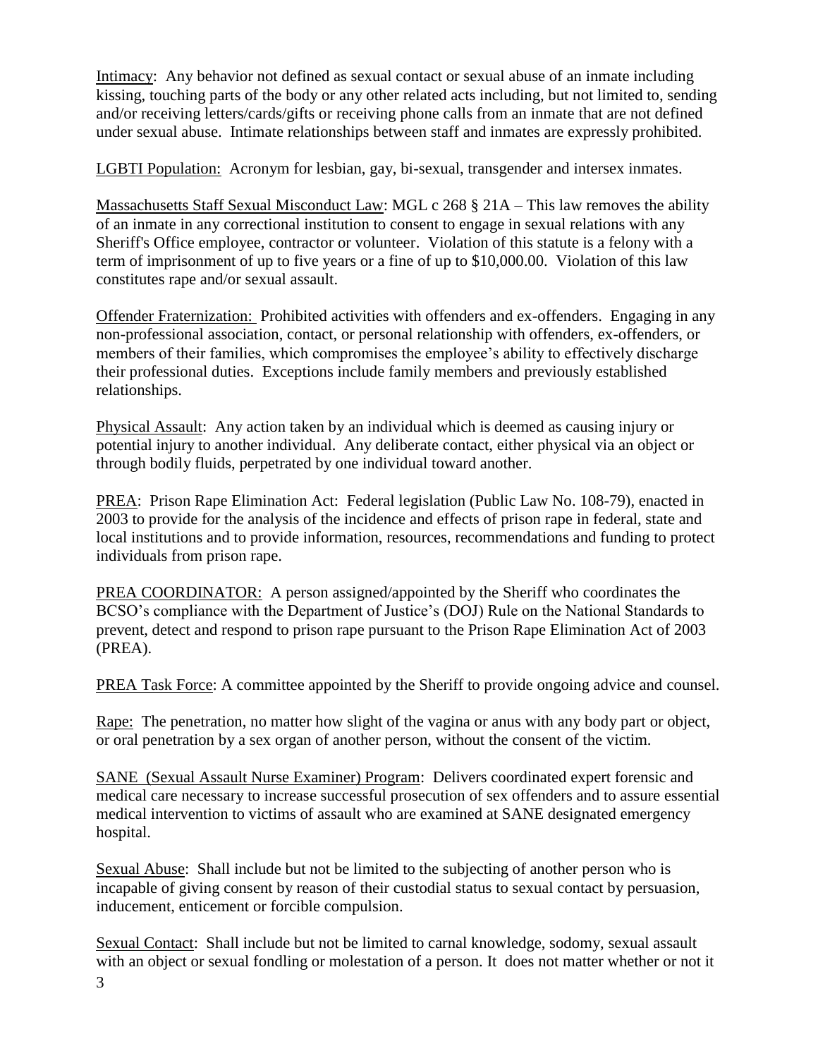Intimacy: Any behavior not defined as sexual contact or sexual abuse of an inmate including kissing, touching parts of the body or any other related acts including, but not limited to, sending and/or receiving letters/cards/gifts or receiving phone calls from an inmate that are not defined under sexual abuse. Intimate relationships between staff and inmates are expressly prohibited.

LGBTI Population: Acronym for lesbian, gay, bi-sexual, transgender and intersex inmates.

Massachusetts Staff Sexual Misconduct Law: MGL c 268 § 21A – This law removes the ability of an inmate in any correctional institution to consent to engage in sexual relations with any Sheriff's Office employee, contractor or volunteer. Violation of this statute is a felony with a term of imprisonment of up to five years or a fine of up to $10,000.00. Violation of this law constitutes rape and/or sexual assault.

Offender Fraternization: Prohibited activities with offenders and ex-offenders. Engaging in any non-professional association, contact, or personal relationship with offenders, ex-offenders, or members of their families, which compromises the employee's ability to effectively discharge their professional duties. Exceptions include family members and previously established relationships.

Physical Assault: Any action taken by an individual which is deemed as causing injury or potential injury to another individual. Any deliberate contact, either physical via an object or through bodily fluids, perpetrated by one individual toward another.

PREA: Prison Rape Elimination Act: Federal legislation (Public Law No. 108-79), enacted in 2003 to provide for the analysis of the incidence and effects of prison rape in federal, state and local institutions and to provide information, resources, recommendations and funding to protect individuals from prison rape.

PREA COORDINATOR: A person assigned/appointed by the Sheriff who coordinates the BCSO's compliance with the Department of Justice's (DOJ) Rule on the National Standards to prevent, detect and respond to prison rape pursuant to the Prison Rape Elimination Act of 2003 (PREA).

PREA Task Force: A committee appointed by the Sheriff to provide ongoing advice and counsel.

Rape: The penetration, no matter how slight of the vagina or anus with any body part or object, or oral penetration by a sex organ of another person, without the consent of the victim.

SANE (Sexual Assault Nurse Examiner) Program: Delivers coordinated expert forensic and medical care necessary to increase successful prosecution of sex offenders and to assure essential medical intervention to victims of assault who are examined at SANE designated emergency hospital.

Sexual Abuse: Shall include but not be limited to the subjecting of another person who is incapable of giving consent by reason of their custodial status to sexual contact by persuasion, inducement, enticement or forcible compulsion.

Sexual Contact: Shall include but not be limited to carnal knowledge, sodomy, sexual assault with an object or sexual fondling or molestation of a person. It does not matter whether or not it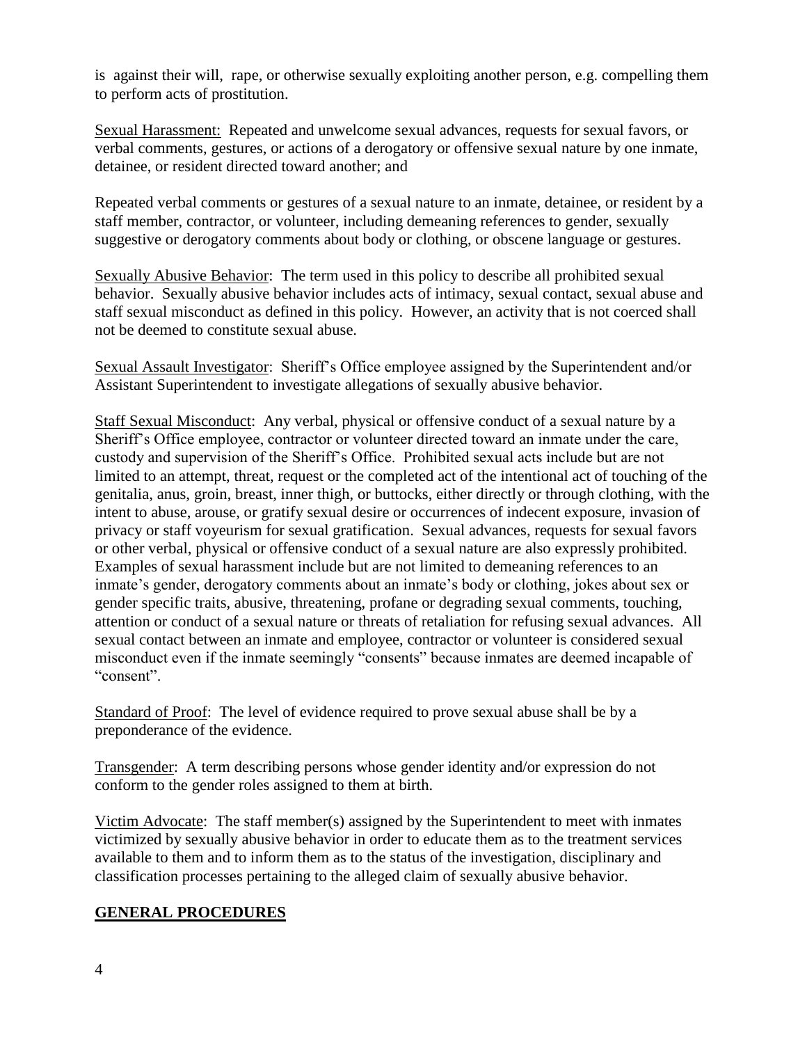is against their will, rape, or otherwise sexually exploiting another person, e.g. compelling them to perform acts of prostitution.

<u>Sexual Harassment:</u> Repeated and unwelcome sexual advances, requests for sexual favors, or verbal comments, gestures, or actions of a derogatory or offensive sexual nature by one inmate, detainee, or resident directed toward another; and

Repeated verbal comments or gestures of a sexual nature to an inmate, detainee, or resident by a staff member, contractor, or volunteer, including demeaning references to gender, sexually suggestive or derogatory comments about body or clothing, or obscene language or gestures.

<u>Sexually Abusive Behavior</u>: The term used in this policy to describe all prohibited sexual behavior. Sexually abusive behavior includes acts of intimacy, sexual contact, sexual abuse and staff sexual misconduct as defined in this policy. However, an activity that is not coerced shall not be deemed to constitute sexual abuse.

<u>Sexual Assault Investigator</u>: Sheriff's Office employee assigned by the Superintendent and/or Assistant Superintendent to investigate allegations of sexually abusive behavior.

<u>Staff Sexual Misconduct</u>: Any verbal, physical or offensive conduct of a sexual nature by a Sheriff's Office employee, contractor or volunteer directed toward an inmate under the care, custody and supervision of the Sheriff's Office. Prohibited sexual acts include but are not limited to an attempt, threat, request or the completed act of the intentional act of touching of the genitalia, anus, groin, breast, inner thigh, or buttocks, either directly or through clothing, with the intent to abuse, arouse, or gratify sexual desire or occurrences of indecent exposure, invasion of privacy or staff voyeurism for sexual gratification. Sexual advances, requests for sexual favors or other verbal, physical or offensive conduct of a sexual nature are also expressly prohibited. Examples of sexual harassment include but are not limited to demeaning references to an inmate's gender, derogatory comments about an inmate's body or clothing, jokes about sex or gender specific traits, abusive, threatening, profane or degrading sexual comments, touching, attention or conduct of a sexual nature or threats of retaliation for refusing sexual advances. All sexual contact between an inmate and employee, contractor or volunteer is considered sexual misconduct even if the inmate seemingly "consents" because inmates are deemed incapable of "consent".

<u>Standard of Proof</u>: The level of evidence required to prove sexual abuse shall be by a preponderance of the evidence.

<u>Transgender</u>: A term describing persons whose gender identity and/or expression do not conform to the gender roles assigned to them at birth.

<u>Victim Advocate</u>: The staff member(s) assigned by the Superintendent to meet with inmates victimized by sexually abusive behavior in order to educate them as to the treatment services available to them and to inform them as to the status of the investigation, disciplinary and classification processes pertaining to the alleged claim of sexually abusive behavior.

## GENERAL PROCEDURES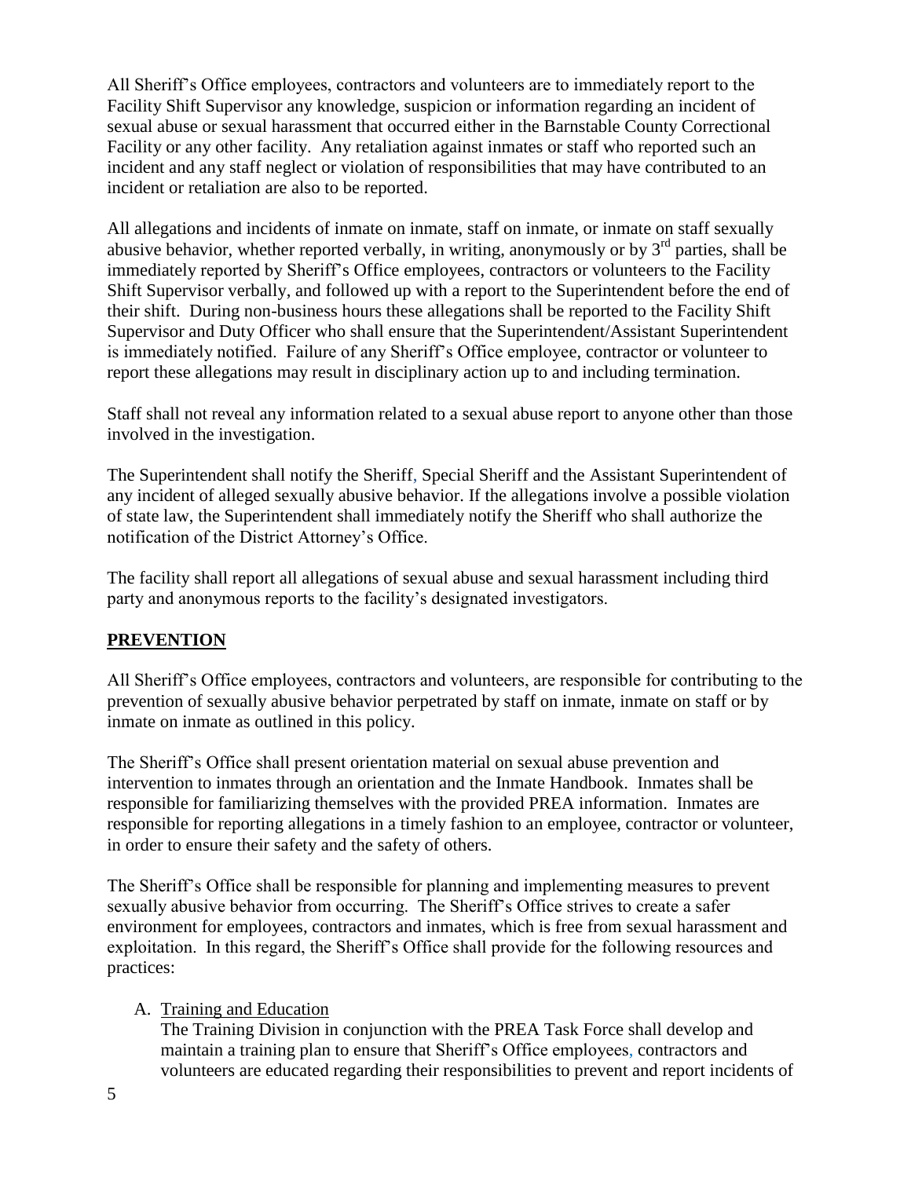All Sheriff's Office employees, contractors and volunteers are to immediately report to the Facility Shift Supervisor any knowledge, suspicion or information regarding an incident of sexual abuse or sexual harassment that occurred either in the Barnstable County Correctional Facility or any other facility. Any retaliation against inmates or staff who reported such an incident and any staff neglect or violation of responsibilities that may have contributed to an incident or retaliation are also to be reported.

All allegations and incidents of inmate on inmate, staff on inmate, or inmate on staff sexually abusive behavior, whether reported verbally, in writing, anonymously or by 3rd parties, shall be immediately reported by Sheriff's Office employees, contractors or volunteers to the Facility Shift Supervisor verbally, and followed up with a report to the Superintendent before the end of their shift. During non-business hours these allegations shall be reported to the Facility Shift Supervisor and Duty Officer who shall ensure that the Superintendent/Assistant Superintendent is immediately notified. Failure of any Sheriff's Office employee, contractor or volunteer to report these allegations may result in disciplinary action up to and including termination.

Staff shall not reveal any information related to a sexual abuse report to anyone other than those involved in the investigation.

The Superintendent shall notify the Sheriff, Special Sheriff and the Assistant Superintendent of any incident of alleged sexually abusive behavior. If the allegations involve a possible violation of state law, the Superintendent shall immediately notify the Sheriff who shall authorize the notification of the District Attorney's Office.

The facility shall report all allegations of sexual abuse and sexual harassment including third party and anonymous reports to the facility's designated investigators.

## PREVENTION

All Sheriff's Office employees, contractors and volunteers, are responsible for contributing to the prevention of sexually abusive behavior perpetrated by staff on inmate, inmate on staff or by inmate on inmate as outlined in this policy.

The Sheriff's Office shall present orientation material on sexual abuse prevention and intervention to inmates through an orientation and the Inmate Handbook. Inmates shall be responsible for familiarizing themselves with the provided PREA information. Inmates are responsible for reporting allegations in a timely fashion to an employee, contractor or volunteer, in order to ensure their safety and the safety of others.

The Sheriff's Office shall be responsible for planning and implementing measures to prevent sexually abusive behavior from occurring. The Sheriff's Office strives to create a safer environment for employees, contractors and inmates, which is free from sexual harassment and exploitation. In this regard, the Sheriff's Office shall provide for the following resources and practices:

A. Training and Education
   The Training Division in conjunction with the PREA Task Force shall develop and maintain a training plan to ensure that Sheriff's Office employees, contractors and volunteers are educated regarding their responsibilities to prevent and report incidents of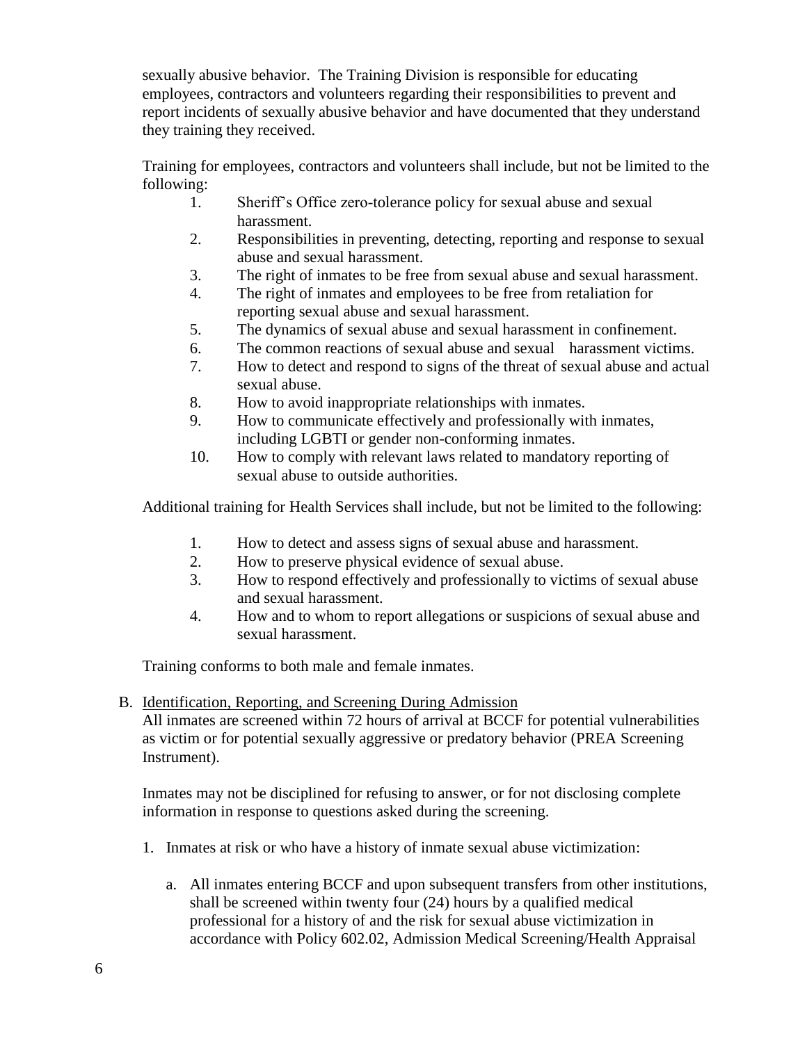sexually abusive behavior. The Training Division is responsible for educating employees, contractors and volunteers regarding their responsibilities to prevent and report incidents of sexually abusive behavior and have documented that they understand they training they received.

Training for employees, contractors and volunteers shall include, but not be limited to the following:

1. Sheriff's Office zero-tolerance policy for sexual abuse and sexual harassment.
2. Responsibilities in preventing, detecting, reporting and response to sexual abuse and sexual harassment.
3. The right of inmates to be free from sexual abuse and sexual harassment.
4. The right of inmates and employees to be free from retaliation for reporting sexual abuse and sexual harassment.
5. The dynamics of sexual abuse and sexual harassment in confinement.
6. The common reactions of sexual abuse and sexual harassment victims.
7. How to detect and respond to signs of the threat of sexual abuse and actual sexual abuse.
8. How to avoid inappropriate relationships with inmates.
9. How to communicate effectively and professionally with inmates, including LGBTI or gender non-conforming inmates.
10. How to comply with relevant laws related to mandatory reporting of sexual abuse to outside authorities.

Additional training for Health Services shall include, but not be limited to the following:

1. How to detect and assess signs of sexual abuse and harassment.
2. How to preserve physical evidence of sexual abuse.
3. How to respond effectively and professionally to victims of sexual abuse and sexual harassment.
4. How and to whom to report allegations or suspicions of sexual abuse and sexual harassment.

Training conforms to both male and female inmates.

B. <u>Identification, Reporting, and Screening During Admission</u>

All inmates are screened within 72 hours of arrival at BCCF for potential vulnerabilities as victim or for potential sexually aggressive or predatory behavior (PREA Screening Instrument).

Inmates may not be disciplined for refusing to answer, or for not disclosing complete information in response to questions asked during the screening.

1. Inmates at risk or who have a history of inmate sexual abuse victimization:

   a. All inmates entering BCCF and upon subsequent transfers from other institutions, shall be screened within twenty four (24) hours by a qualified medical professional for a history of and the risk for sexual abuse victimization in accordance with Policy 602.02, Admission Medical Screening/Health Appraisal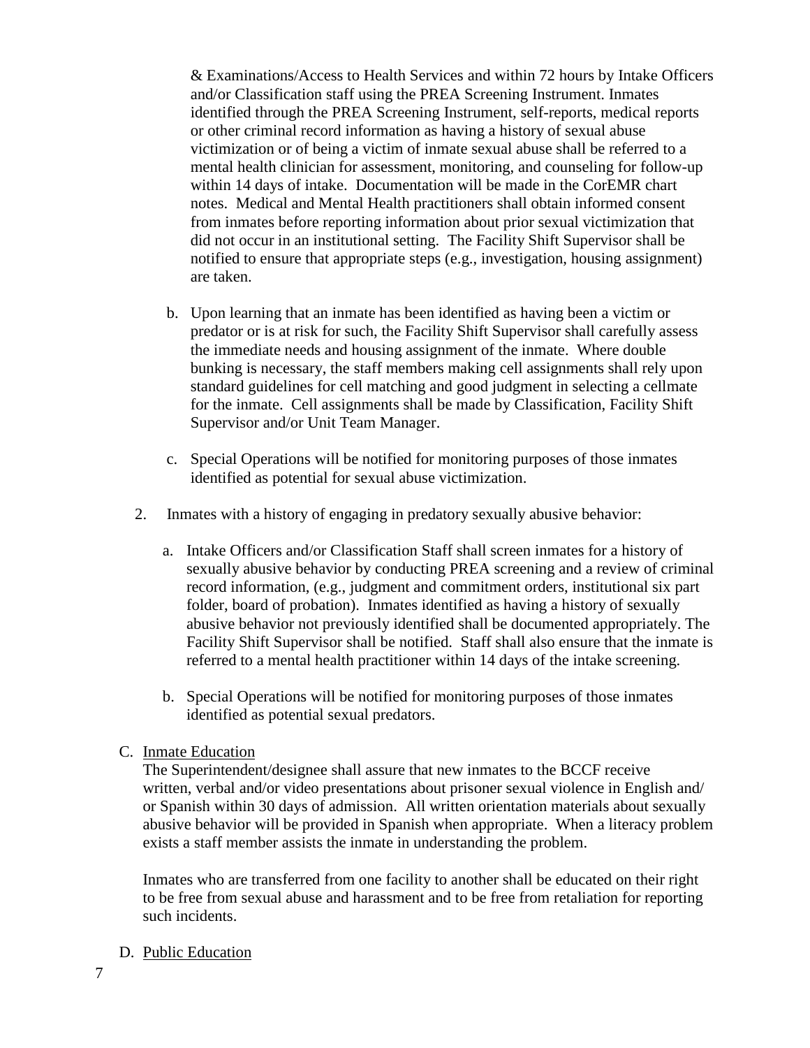& Examinations/Access to Health Services and within 72 hours by Intake Officers and/or Classification staff using the PREA Screening Instrument. Inmates identified through the PREA Screening Instrument, self-reports, medical reports or other criminal record information as having a history of sexual abuse victimization or of being a victim of inmate sexual abuse shall be referred to a mental health clinician for assessment, monitoring, and counseling for follow-up within 14 days of intake. Documentation will be made in the CorEMR chart notes. Medical and Mental Health practitioners shall obtain informed consent from inmates before reporting information about prior sexual victimization that did not occur in an institutional setting. The Facility Shift Supervisor shall be notified to ensure that appropriate steps (e.g., investigation, housing assignment) are taken.

b. Upon learning that an inmate has been identified as having been a victim or predator or is at risk for such, the Facility Shift Supervisor shall carefully assess the immediate needs and housing assignment of the inmate. Where double bunking is necessary, the staff members making cell assignments shall rely upon standard guidelines for cell matching and good judgment in selecting a cellmate for the inmate. Cell assignments shall be made by Classification, Facility Shift Supervisor and/or Unit Team Manager.

c. Special Operations will be notified for monitoring purposes of those inmates identified as potential for sexual abuse victimization.

2. Inmates with a history of engaging in predatory sexually abusive behavior:

   a. Intake Officers and/or Classification Staff shall screen inmates for a history of sexually abusive behavior by conducting PREA screening and a review of criminal record information, (e.g., judgment and commitment orders, institutional six part folder, board of probation). Inmates identified as having a history of sexually abusive behavior not previously identified shall be documented appropriately. The Facility Shift Supervisor shall be notified. Staff shall also ensure that the inmate is referred to a mental health practitioner within 14 days of the intake screening.

   b. Special Operations will be notified for monitoring purposes of those inmates identified as potential sexual predators.

C. Inmate Education

The Superintendent/designee shall assure that new inmates to the BCCF receive written, verbal and/or video presentations about prisoner sexual violence in English and/ or Spanish within 30 days of admission. All written orientation materials about sexually abusive behavior will be provided in Spanish when appropriate. When a literacy problem exists a staff member assists the inmate in understanding the problem.

Inmates who are transferred from one facility to another shall be educated on their right to be free from sexual abuse and harassment and to be free from retaliation for reporting such incidents.

D. Public Education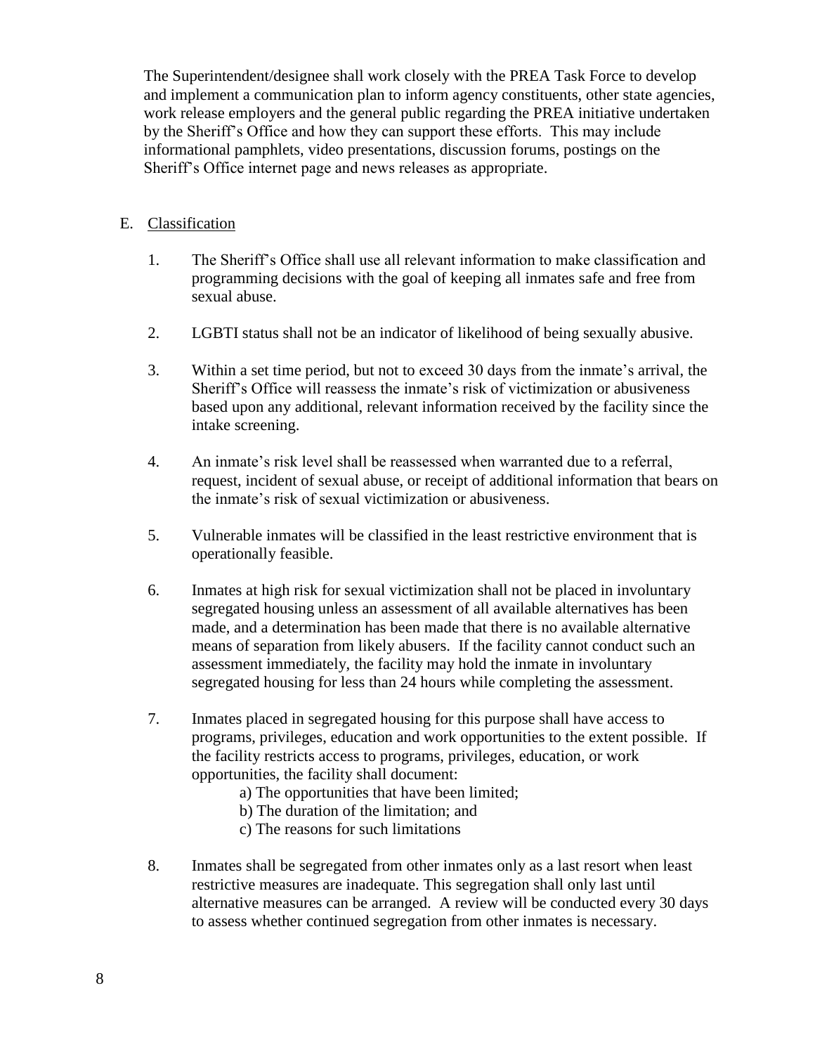The Superintendent/designee shall work closely with the PREA Task Force to develop and implement a communication plan to inform agency constituents, other state agencies, work release employers and the general public regarding the PREA initiative undertaken by the Sheriff's Office and how they can support these efforts. This may include informational pamphlets, video presentations, discussion forums, postings on the Sheriff's Office internet page and news releases as appropriate.

E. Classification

1. The Sheriff's Office shall use all relevant information to make classification and programming decisions with the goal of keeping all inmates safe and free from sexual abuse.

2. LGBTI status shall not be an indicator of likelihood of being sexually abusive.

3. Within a set time period, but not to exceed 30 days from the inmate's arrival, the Sheriff's Office will reassess the inmate's risk of victimization or abusiveness based upon any additional, relevant information received by the facility since the intake screening.

4. An inmate's risk level shall be reassessed when warranted due to a referral, request, incident of sexual abuse, or receipt of additional information that bears on the inmate's risk of sexual victimization or abusiveness.

5. Vulnerable inmates will be classified in the least restrictive environment that is operationally feasible.

6. Inmates at high risk for sexual victimization shall not be placed in involuntary segregated housing unless an assessment of all available alternatives has been made, and a determination has been made that there is no available alternative means of separation from likely abusers. If the facility cannot conduct such an assessment immediately, the facility may hold the inmate in involuntary segregated housing for less than 24 hours while completing the assessment.

7. Inmates placed in segregated housing for this purpose shall have access to programs, privileges, education and work opportunities to the extent possible. If the facility restricts access to programs, privileges, education, or work opportunities, the facility shall document:
   a) The opportunities that have been limited;
   b) The duration of the limitation; and
   c) The reasons for such limitations

8. Inmates shall be segregated from other inmates only as a last resort when least restrictive measures are inadequate. This segregation shall only last until alternative measures can be arranged. A review will be conducted every 30 days to assess whether continued segregation from other inmates is necessary.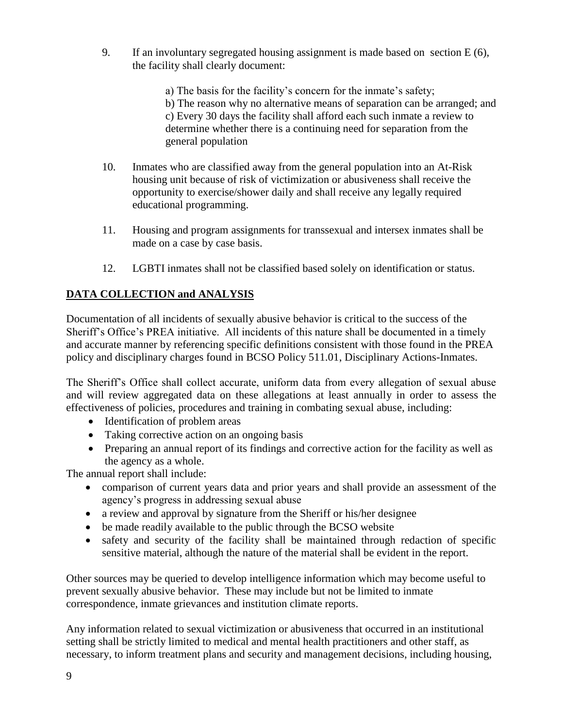9. If an involuntary segregated housing assignment is made based on section E (6), the facility shall clearly document:

   a) The basis for the facility's concern for the inmate's safety;
   b) The reason why no alternative means of separation can be arranged; and
   c) Every 30 days the facility shall afford each such inmate a review to determine whether there is a continuing need for separation from the general population

10. Inmates who are classified away from the general population into an At-Risk housing unit because of risk of victimization or abusiveness shall receive the opportunity to exercise/shower daily and shall receive any legally required educational programming.

11. Housing and program assignments for transsexual and intersex inmates shall be made on a case by case basis.

12. LGBTI inmates shall not be classified based solely on identification or status.

## DATA COLLECTION and ANALYSIS

Documentation of all incidents of sexually abusive behavior is critical to the success of the Sheriff's Office's PREA initiative. All incidents of this nature shall be documented in a timely and accurate manner by referencing specific definitions consistent with those found in the PREA policy and disciplinary charges found in BCSO Policy 511.01, Disciplinary Actions-Inmates.

The Sheriff's Office shall collect accurate, uniform data from every allegation of sexual abuse and will review aggregated data on these allegations at least annually in order to assess the effectiveness of policies, procedures and training in combating sexual abuse, including:

- Identification of problem areas
- Taking corrective action on an ongoing basis
- Preparing an annual report of its findings and corrective action for the facility as well as the agency as a whole.

The annual report shall include:

- comparison of current years data and prior years and shall provide an assessment of the agency's progress in addressing sexual abuse
- a review and approval by signature from the Sheriff or his/her designee
- be made readily available to the public through the BCSO website
- safety and security of the facility shall be maintained through redaction of specific sensitive material, although the nature of the material shall be evident in the report.

Other sources may be queried to develop intelligence information which may become useful to prevent sexually abusive behavior. These may include but not be limited to inmate correspondence, inmate grievances and institution climate reports.

Any information related to sexual victimization or abusiveness that occurred in an institutional setting shall be strictly limited to medical and mental health practitioners and other staff, as necessary, to inform treatment plans and security and management decisions, including housing,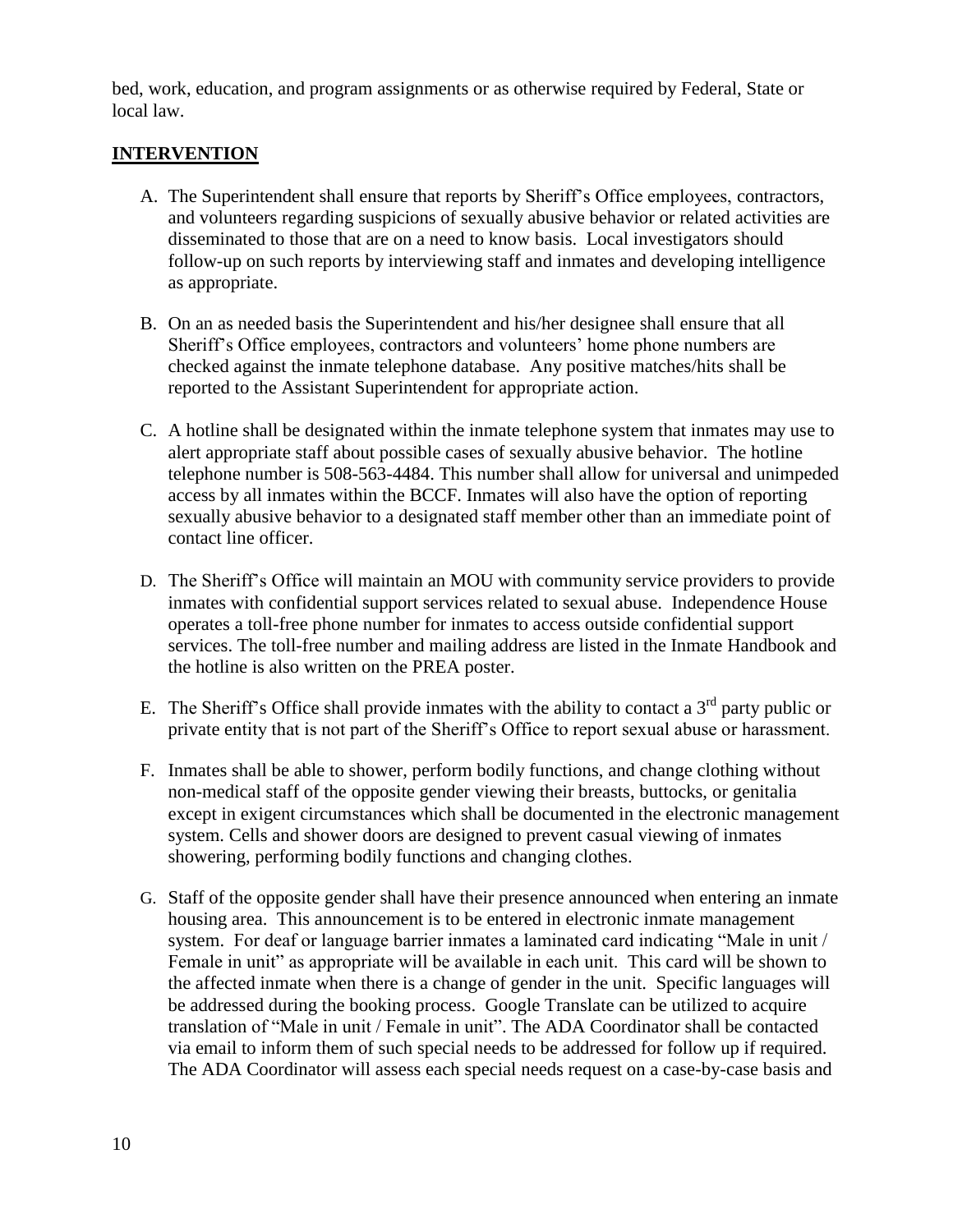bed, work, education, and program assignments or as otherwise required by Federal, State or local law.

## INTERVENTION

A. The Superintendent shall ensure that reports by Sheriff's Office employees, contractors, and volunteers regarding suspicions of sexually abusive behavior or related activities are disseminated to those that are on a need to know basis. Local investigators should follow-up on such reports by interviewing staff and inmates and developing intelligence as appropriate.

B. On an as needed basis the Superintendent and his/her designee shall ensure that all Sheriff's Office employees, contractors and volunteers' home phone numbers are checked against the inmate telephone database. Any positive matches/hits shall be reported to the Assistant Superintendent for appropriate action.

C. A hotline shall be designated within the inmate telephone system that inmates may use to alert appropriate staff about possible cases of sexually abusive behavior. The hotline telephone number is 508-563-4484. This number shall allow for universal and unimpeded access by all inmates within the BCCF. Inmates will also have the option of reporting sexually abusive behavior to a designated staff member other than an immediate point of contact line officer.

D. The Sheriff's Office will maintain an MOU with community service providers to provide inmates with confidential support services related to sexual abuse. Independence House operates a toll-free phone number for inmates to access outside confidential support services. The toll-free number and mailing address are listed in the Inmate Handbook and the hotline is also written on the PREA poster.

E. The Sheriff's Office shall provide inmates with the ability to contact a 3rd party public or private entity that is not part of the Sheriff's Office to report sexual abuse or harassment.

F. Inmates shall be able to shower, perform bodily functions, and change clothing without non-medical staff of the opposite gender viewing their breasts, buttocks, or genitalia except in exigent circumstances which shall be documented in the electronic management system. Cells and shower doors are designed to prevent casual viewing of inmates showering, performing bodily functions and changing clothes.

G. Staff of the opposite gender shall have their presence announced when entering an inmate housing area. This announcement is to be entered in electronic inmate management system. For deaf or language barrier inmates a laminated card indicating "Male in unit / Female in unit" as appropriate will be available in each unit. This card will be shown to the affected inmate when there is a change of gender in the unit. Specific languages will be addressed during the booking process. Google Translate can be utilized to acquire translation of "Male in unit / Female in unit". The ADA Coordinator shall be contacted via email to inform them of such special needs to be addressed for follow up if required. The ADA Coordinator will assess each special needs request on a case-by-case basis and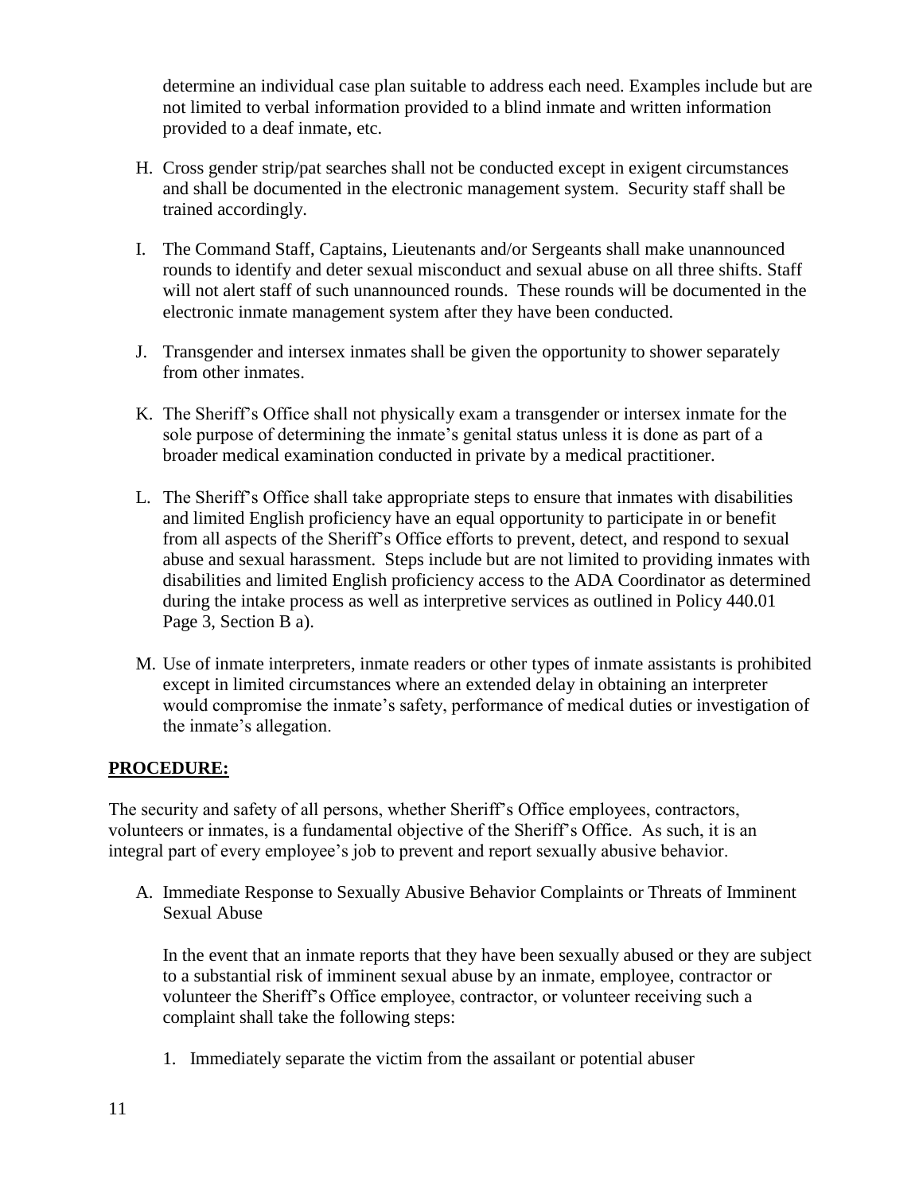determine an individual case plan suitable to address each need. Examples include but are not limited to verbal information provided to a blind inmate and written information provided to a deaf inmate, etc.

H. Cross gender strip/pat searches shall not be conducted except in exigent circumstances and shall be documented in the electronic management system. Security staff shall be trained accordingly.

I. The Command Staff, Captains, Lieutenants and/or Sergeants shall make unannounced rounds to identify and deter sexual misconduct and sexual abuse on all three shifts. Staff will not alert staff of such unannounced rounds. These rounds will be documented in the electronic inmate management system after they have been conducted.

J. Transgender and intersex inmates shall be given the opportunity to shower separately from other inmates.

K. The Sheriff's Office shall not physically exam a transgender or intersex inmate for the sole purpose of determining the inmate's genital status unless it is done as part of a broader medical examination conducted in private by a medical practitioner.

L. The Sheriff's Office shall take appropriate steps to ensure that inmates with disabilities and limited English proficiency have an equal opportunity to participate in or benefit from all aspects of the Sheriff's Office efforts to prevent, detect, and respond to sexual abuse and sexual harassment. Steps include but are not limited to providing inmates with disabilities and limited English proficiency access to the ADA Coordinator as determined during the intake process as well as interpretive services as outlined in Policy 440.01 Page 3, Section B a).

M. Use of inmate interpreters, inmate readers or other types of inmate assistants is prohibited except in limited circumstances where an extended delay in obtaining an interpreter would compromise the inmate's safety, performance of medical duties or investigation of the inmate's allegation.

## PROCEDURE:

The security and safety of all persons, whether Sheriff's Office employees, contractors, volunteers or inmates, is a fundamental objective of the Sheriff's Office. As such, it is an integral part of every employee's job to prevent and report sexually abusive behavior.

A. Immediate Response to Sexually Abusive Behavior Complaints or Threats of Imminent Sexual Abuse

   In the event that an inmate reports that they have been sexually abused or they are subject to a substantial risk of imminent sexual abuse by an inmate, employee, contractor or volunteer the Sheriff's Office employee, contractor, or volunteer receiving such a complaint shall take the following steps:

   1. Immediately separate the victim from the assailant or potential abuser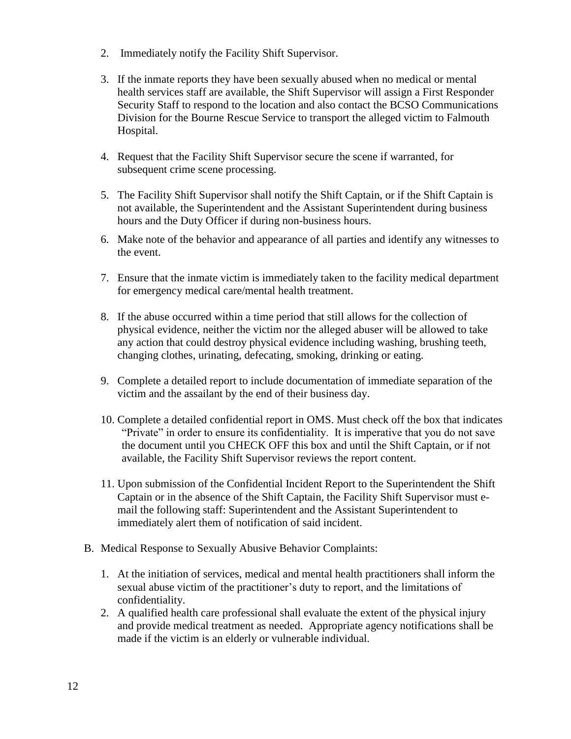2. Immediately notify the Facility Shift Supervisor.

3. If the inmate reports they have been sexually abused when no medical or mental health services staff are available, the Shift Supervisor will assign a First Responder Security Staff to respond to the location and also contact the BCSO Communications Division for the Bourne Rescue Service to transport the alleged victim to Falmouth Hospital.

4. Request that the Facility Shift Supervisor secure the scene if warranted, for subsequent crime scene processing.

5. The Facility Shift Supervisor shall notify the Shift Captain, or if the Shift Captain is not available, the Superintendent and the Assistant Superintendent during business hours and the Duty Officer if during non-business hours.

6. Make note of the behavior and appearance of all parties and identify any witnesses to the event.

7. Ensure that the inmate victim is immediately taken to the facility medical department for emergency medical care/mental health treatment.

8. If the abuse occurred within a time period that still allows for the collection of physical evidence, neither the victim nor the alleged abuser will be allowed to take any action that could destroy physical evidence including washing, brushing teeth, changing clothes, urinating, defecating, smoking, drinking or eating.

9. Complete a detailed report to include documentation of immediate separation of the victim and the assailant by the end of their business day.

10. Complete a detailed confidential report in OMS. Must check off the box that indicates "Private" in order to ensure its confidentiality. It is imperative that you do not save the document until you CHECK OFF this box and until the Shift Captain, or if not available, the Facility Shift Supervisor reviews the report content.

11. Upon submission of the Confidential Incident Report to the Superintendent the Shift Captain or in the absence of the Shift Captain, the Facility Shift Supervisor must e-mail the following staff: Superintendent and the Assistant Superintendent to immediately alert them of notification of said incident.

B. Medical Response to Sexually Abusive Behavior Complaints:

1. At the initiation of services, medical and mental health practitioners shall inform the sexual abuse victim of the practitioner's duty to report, and the limitations of confidentiality.
2. A qualified health care professional shall evaluate the extent of the physical injury and provide medical treatment as needed. Appropriate agency notifications shall be made if the victim is an elderly or vulnerable individual.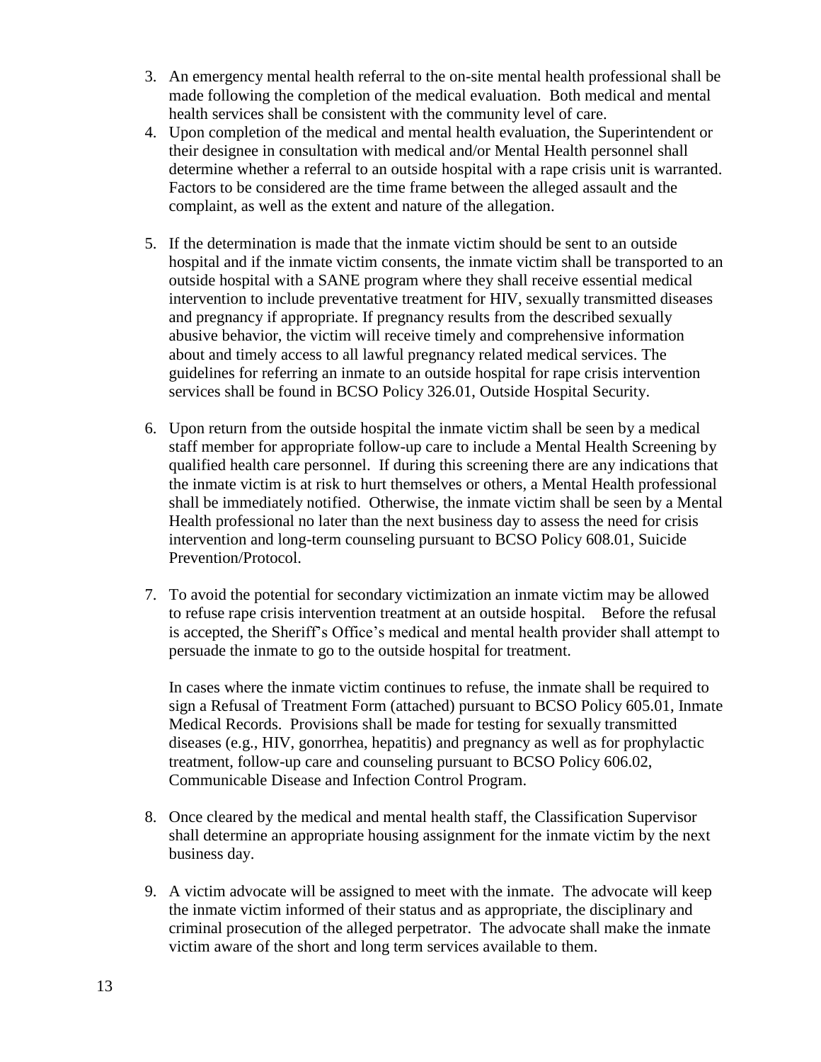3. An emergency mental health referral to the on-site mental health professional shall be made following the completion of the medical evaluation. Both medical and mental health services shall be consistent with the community level of care.
4. Upon completion of the medical and mental health evaluation, the Superintendent or their designee in consultation with medical and/or Mental Health personnel shall determine whether a referral to an outside hospital with a rape crisis unit is warranted. Factors to be considered are the time frame between the alleged assault and the complaint, as well as the extent and nature of the allegation.

5. If the determination is made that the inmate victim should be sent to an outside hospital and if the inmate victim consents, the inmate victim shall be transported to an outside hospital with a SANE program where they shall receive essential medical intervention to include preventative treatment for HIV, sexually transmitted diseases and pregnancy if appropriate. If pregnancy results from the described sexually abusive behavior, the victim will receive timely and comprehensive information about and timely access to all lawful pregnancy related medical services. The guidelines for referring an inmate to an outside hospital for rape crisis intervention services shall be found in BCSO Policy 326.01, Outside Hospital Security.

6. Upon return from the outside hospital the inmate victim shall be seen by a medical staff member for appropriate follow-up care to include a Mental Health Screening by qualified health care personnel. If during this screening there are any indications that the inmate victim is at risk to hurt themselves or others, a Mental Health professional shall be immediately notified. Otherwise, the inmate victim shall be seen by a Mental Health professional no later than the next business day to assess the need for crisis intervention and long-term counseling pursuant to BCSO Policy 608.01, Suicide Prevention/Protocol.

7. To avoid the potential for secondary victimization an inmate victim may be allowed to refuse rape crisis intervention treatment at an outside hospital. Before the refusal is accepted, the Sheriff's Office's medical and mental health provider shall attempt to persuade the inmate to go to the outside hospital for treatment.

   In cases where the inmate victim continues to refuse, the inmate shall be required to sign a Refusal of Treatment Form (attached) pursuant to BCSO Policy 605.01, Inmate Medical Records. Provisions shall be made for testing for sexually transmitted diseases (e.g., HIV, gonorrhea, hepatitis) and pregnancy as well as for prophylactic treatment, follow-up care and counseling pursuant to BCSO Policy 606.02, Communicable Disease and Infection Control Program.

8. Once cleared by the medical and mental health staff, the Classification Supervisor shall determine an appropriate housing assignment for the inmate victim by the next business day.

9. A victim advocate will be assigned to meet with the inmate. The advocate will keep the inmate victim informed of their status and as appropriate, the disciplinary and criminal prosecution of the alleged perpetrator. The advocate shall make the inmate victim aware of the short and long term services available to them.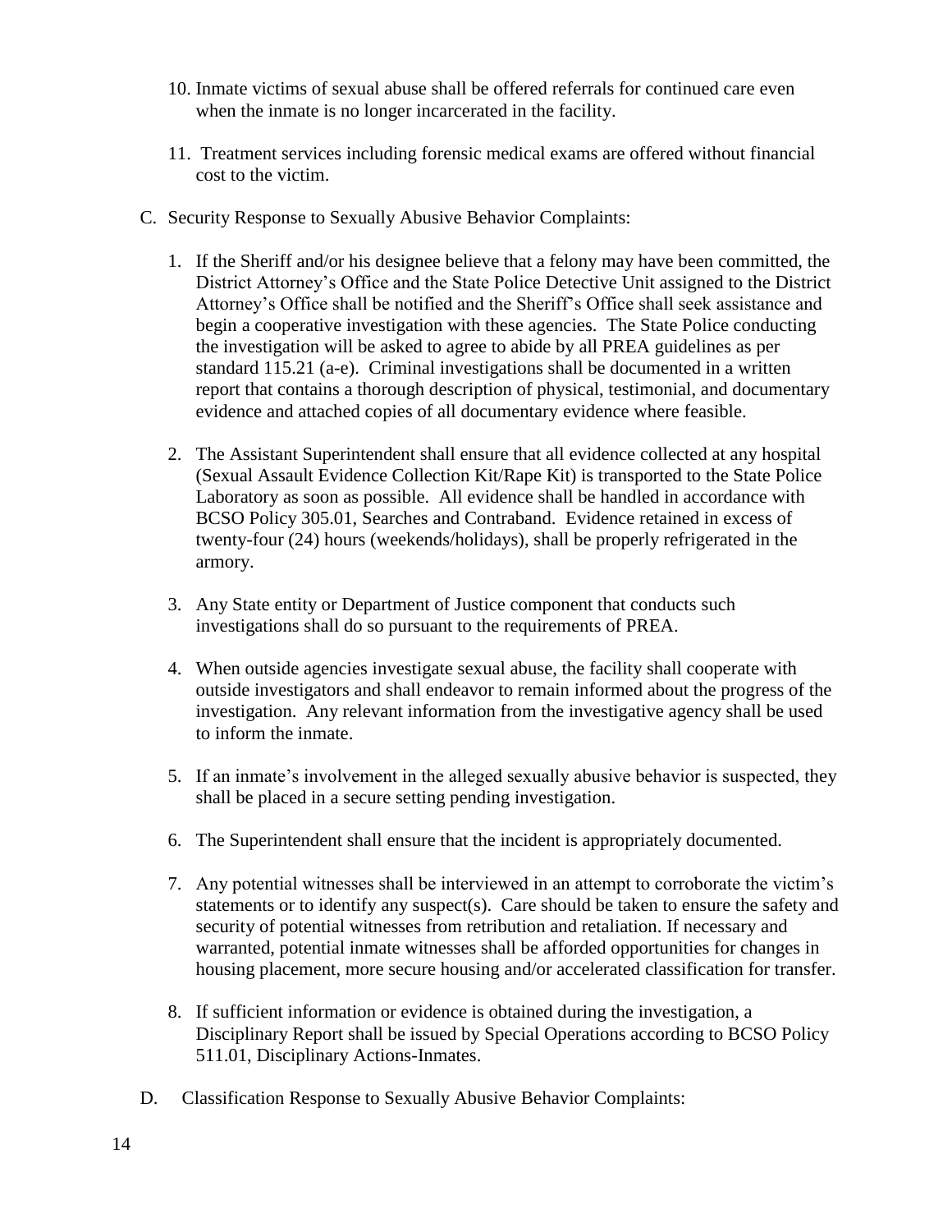10. Inmate victims of sexual abuse shall be offered referrals for continued care even when the inmate is no longer incarcerated in the facility.

11. Treatment services including forensic medical exams are offered without financial cost to the victim.

C. Security Response to Sexually Abusive Behavior Complaints:

1. If the Sheriff and/or his designee believe that a felony may have been committed, the District Attorney's Office and the State Police Detective Unit assigned to the District Attorney's Office shall be notified and the Sheriff's Office shall seek assistance and begin a cooperative investigation with these agencies. The State Police conducting the investigation will be asked to agree to abide by all PREA guidelines as per standard 115.21 (a-e). Criminal investigations shall be documented in a written report that contains a thorough description of physical, testimonial, and documentary evidence and attached copies of all documentary evidence where feasible.

2. The Assistant Superintendent shall ensure that all evidence collected at any hospital (Sexual Assault Evidence Collection Kit/Rape Kit) is transported to the State Police Laboratory as soon as possible. All evidence shall be handled in accordance with BCSO Policy 305.01, Searches and Contraband. Evidence retained in excess of twenty-four (24) hours (weekends/holidays), shall be properly refrigerated in the armory.

3. Any State entity or Department of Justice component that conducts such investigations shall do so pursuant to the requirements of PREA.

4. When outside agencies investigate sexual abuse, the facility shall cooperate with outside investigators and shall endeavor to remain informed about the progress of the investigation. Any relevant information from the investigative agency shall be used to inform the inmate.

5. If an inmate's involvement in the alleged sexually abusive behavior is suspected, they shall be placed in a secure setting pending investigation.

6. The Superintendent shall ensure that the incident is appropriately documented.

7. Any potential witnesses shall be interviewed in an attempt to corroborate the victim's statements or to identify any suspect(s). Care should be taken to ensure the safety and security of potential witnesses from retribution and retaliation. If necessary and warranted, potential inmate witnesses shall be afforded opportunities for changes in housing placement, more secure housing and/or accelerated classification for transfer.

8. If sufficient information or evidence is obtained during the investigation, a Disciplinary Report shall be issued by Special Operations according to BCSO Policy 511.01, Disciplinary Actions-Inmates.

D. Classification Response to Sexually Abusive Behavior Complaints: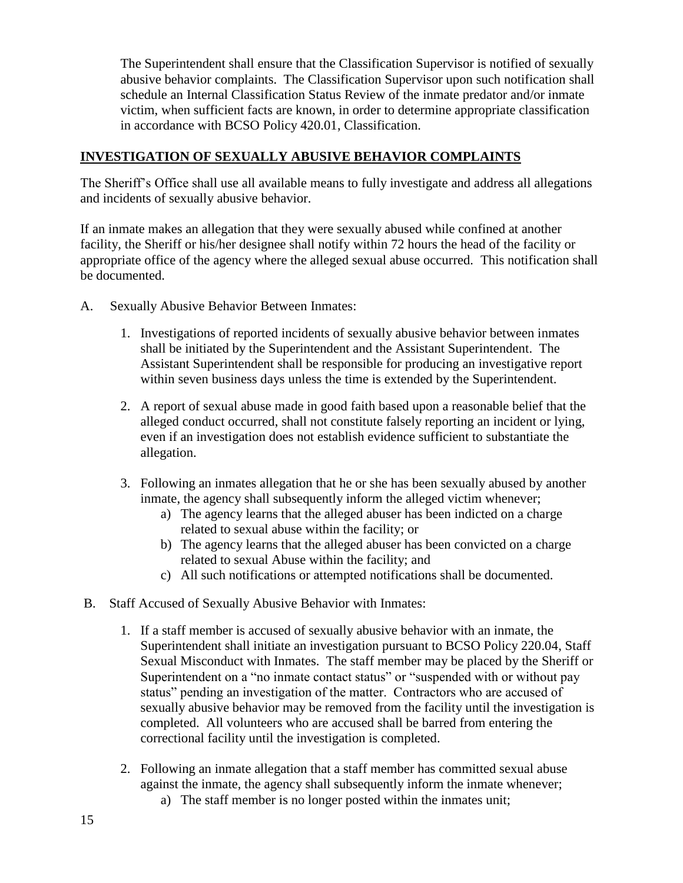The Superintendent shall ensure that the Classification Supervisor is notified of sexually abusive behavior complaints. The Classification Supervisor upon such notification shall schedule an Internal Classification Status Review of the inmate predator and/or inmate victim, when sufficient facts are known, in order to determine appropriate classification in accordance with BCSO Policy 420.01, Classification.

## INVESTIGATION OF SEXUALLY ABUSIVE BEHAVIOR COMPLAINTS

The Sheriff's Office shall use all available means to fully investigate and address all allegations and incidents of sexually abusive behavior.

If an inmate makes an allegation that they were sexually abused while confined at another facility, the Sheriff or his/her designee shall notify within 72 hours the head of the facility or appropriate office of the agency where the alleged sexual abuse occurred. This notification shall be documented.

A. Sexually Abusive Behavior Between Inmates:

1. Investigations of reported incidents of sexually abusive behavior between inmates shall be initiated by the Superintendent and the Assistant Superintendent. The Assistant Superintendent shall be responsible for producing an investigative report within seven business days unless the time is extended by the Superintendent.

2. A report of sexual abuse made in good faith based upon a reasonable belief that the alleged conduct occurred, shall not constitute falsely reporting an incident or lying, even if an investigation does not establish evidence sufficient to substantiate the allegation.

3. Following an inmates allegation that he or she has been sexually abused by another inmate, the agency shall subsequently inform the alleged victim whenever;
   a) The agency learns that the alleged abuser has been indicted on a charge related to sexual abuse within the facility; or
   b) The agency learns that the alleged abuser has been convicted on a charge related to sexual Abuse within the facility; and
   c) All such notifications or attempted notifications shall be documented.

B. Staff Accused of Sexually Abusive Behavior with Inmates:

1. If a staff member is accused of sexually abusive behavior with an inmate, the Superintendent shall initiate an investigation pursuant to BCSO Policy 220.04, Staff Sexual Misconduct with Inmates. The staff member may be placed by the Sheriff or Superintendent on a "no inmate contact status" or "suspended with or without pay status" pending an investigation of the matter. Contractors who are accused of sexually abusive behavior may be removed from the facility until the investigation is completed. All volunteers who are accused shall be barred from entering the correctional facility until the investigation is completed.

2. Following an inmate allegation that a staff member has committed sexual abuse against the inmate, the agency shall subsequently inform the inmate whenever;
   a) The staff member is no longer posted within the inmates unit;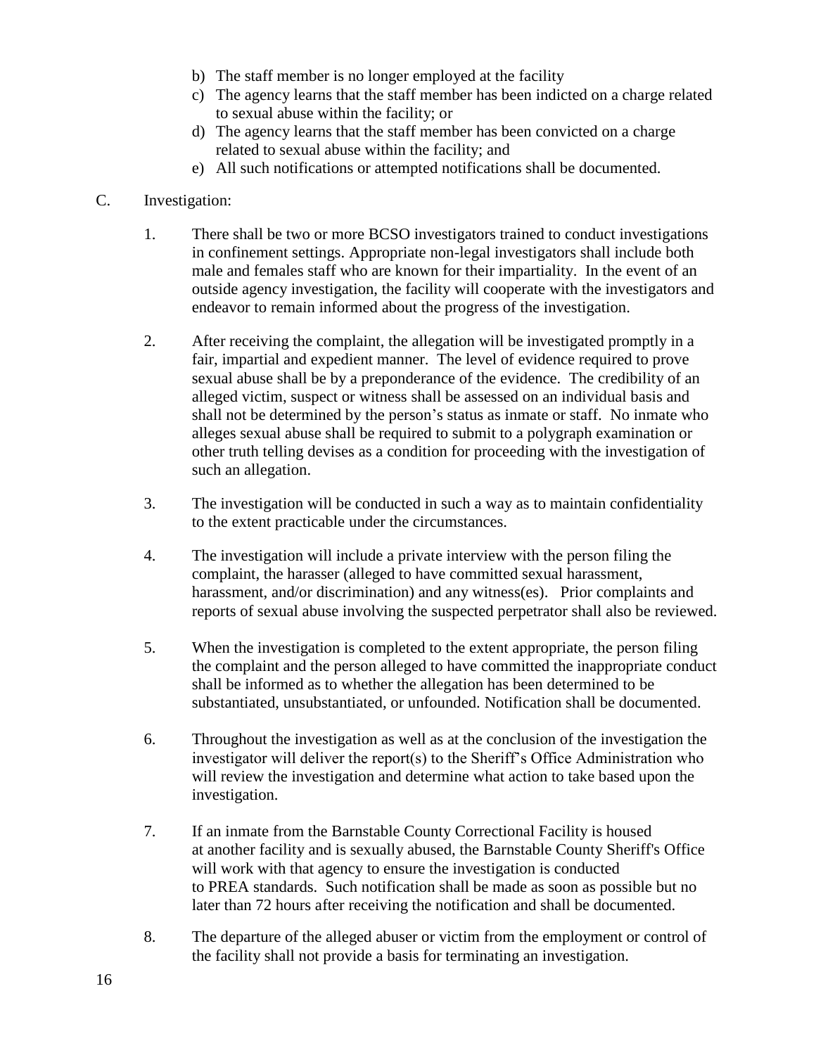b) The staff member is no longer employed at the facility
c) The agency learns that the staff member has been indicted on a charge related to sexual abuse within the facility; or
d) The agency learns that the staff member has been convicted on a charge related to sexual abuse within the facility; and
e) All such notifications or attempted notifications shall be documented.

C. Investigation:

1. There shall be two or more BCSO investigators trained to conduct investigations in confinement settings. Appropriate non-legal investigators shall include both male and females staff who are known for their impartiality. In the event of an outside agency investigation, the facility will cooperate with the investigators and endeavor to remain informed about the progress of the investigation.

2. After receiving the complaint, the allegation will be investigated promptly in a fair, impartial and expedient manner. The level of evidence required to prove sexual abuse shall be by a preponderance of the evidence. The credibility of an alleged victim, suspect or witness shall be assessed on an individual basis and shall not be determined by the person's status as inmate or staff. No inmate who alleges sexual abuse shall be required to submit to a polygraph examination or other truth telling devises as a condition for proceeding with the investigation of such an allegation.

3. The investigation will be conducted in such a way as to maintain confidentiality to the extent practicable under the circumstances.

4. The investigation will include a private interview with the person filing the complaint, the harasser (alleged to have committed sexual harassment, harassment, and/or discrimination) and any witness(es). Prior complaints and reports of sexual abuse involving the suspected perpetrator shall also be reviewed.

5. When the investigation is completed to the extent appropriate, the person filing the complaint and the person alleged to have committed the inappropriate conduct shall be informed as to whether the allegation has been determined to be substantiated, unsubstantiated, or unfounded. Notification shall be documented.

6. Throughout the investigation as well as at the conclusion of the investigation the investigator will deliver the report(s) to the Sheriff's Office Administration who will review the investigation and determine what action to take based upon the investigation.

7. If an inmate from the Barnstable County Correctional Facility is housed at another facility and is sexually abused, the Barnstable County Sheriff's Office will work with that agency to ensure the investigation is conducted to PREA standards. Such notification shall be made as soon as possible but no later than 72 hours after receiving the notification and shall be documented.

8. The departure of the alleged abuser or victim from the employment or control of the facility shall not provide a basis for terminating an investigation.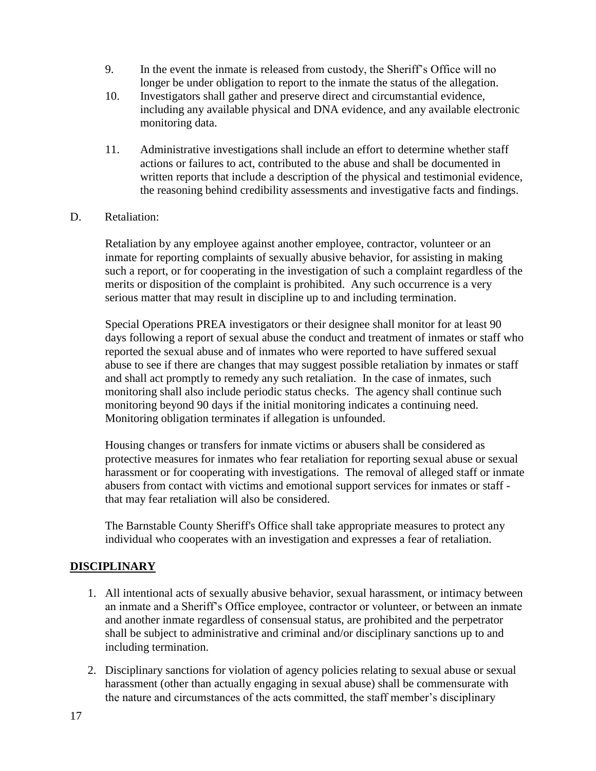9. In the event the inmate is released from custody, the Sheriff's Office will no longer be under obligation to report to the inmate the status of the allegation.
10. Investigators shall gather and preserve direct and circumstantial evidence, including any available physical and DNA evidence, and any available electronic monitoring data.
11. Administrative investigations shall include an effort to determine whether staff actions or failures to act, contributed to the abuse and shall be documented in written reports that include a description of the physical and testimonial evidence, the reasoning behind credibility assessments and investigative facts and findings.

D. Retaliation:

Retaliation by any employee against another employee, contractor, volunteer or an inmate for reporting complaints of sexually abusive behavior, for assisting in making such a report, or for cooperating in the investigation of such a complaint regardless of the merits or disposition of the complaint is prohibited. Any such occurrence is a very serious matter that may result in discipline up to and including termination.

Special Operations PREA investigators or their designee shall monitor for at least 90 days following a report of sexual abuse the conduct and treatment of inmates or staff who reported the sexual abuse and of inmates who were reported to have suffered sexual abuse to see if there are changes that may suggest possible retaliation by inmates or staff and shall act promptly to remedy any such retaliation. In the case of inmates, such monitoring shall also include periodic status checks. The agency shall continue such monitoring beyond 90 days if the initial monitoring indicates a continuing need. Monitoring obligation terminates if allegation is unfounded.

Housing changes or transfers for inmate victims or abusers shall be considered as protective measures for inmates who fear retaliation for reporting sexual abuse or sexual harassment or for cooperating with investigations. The removal of alleged staff or inmate abusers from contact with victims and emotional support services for inmates or staff - that may fear retaliation will also be considered.

The Barnstable County Sheriff's Office shall take appropriate measures to protect any individual who cooperates with an investigation and expresses a fear of retaliation.

## DISCIPLINARY

1. All intentional acts of sexually abusive behavior, sexual harassment, or intimacy between an inmate and a Sheriff's Office employee, contractor or volunteer, or between an inmate and another inmate regardless of consensual status, are prohibited and the perpetrator shall be subject to administrative and criminal and/or disciplinary sanctions up to and including termination.
2. Disciplinary sanctions for violation of agency policies relating to sexual abuse or sexual harassment (other than actually engaging in sexual abuse) shall be commensurate with the nature and circumstances of the acts committed, the staff member's disciplinary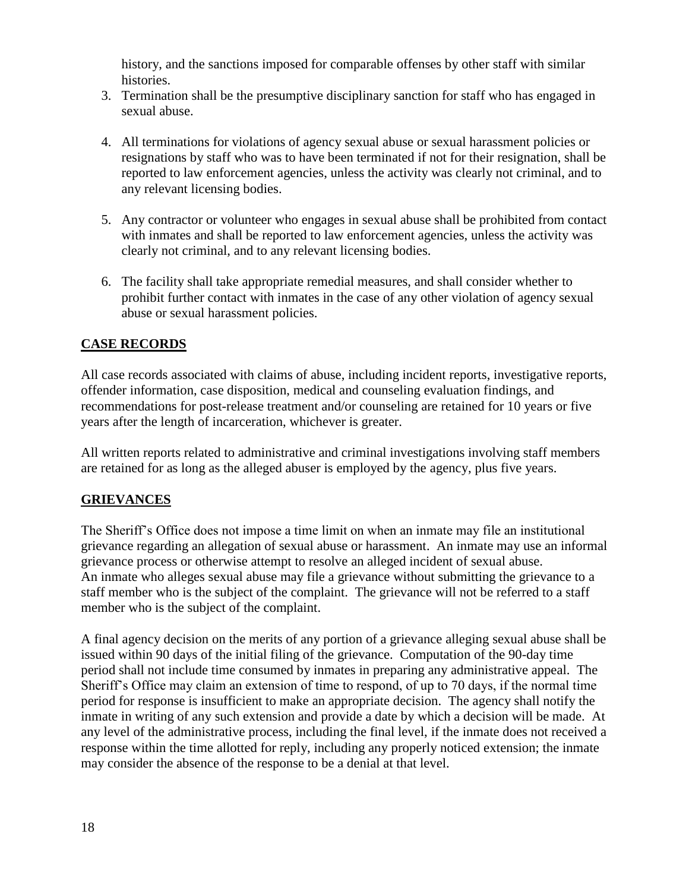history, and the sanctions imposed for comparable offenses by other staff with similar histories.

3. Termination shall be the presumptive disciplinary sanction for staff who has engaged in sexual abuse.

4. All terminations for violations of agency sexual abuse or sexual harassment policies or resignations by staff who was to have been terminated if not for their resignation, shall be reported to law enforcement agencies, unless the activity was clearly not criminal, and to any relevant licensing bodies.

5. Any contractor or volunteer who engages in sexual abuse shall be prohibited from contact with inmates and shall be reported to law enforcement agencies, unless the activity was clearly not criminal, and to any relevant licensing bodies.

6. The facility shall take appropriate remedial measures, and shall consider whether to prohibit further contact with inmates in the case of any other violation of agency sexual abuse or sexual harassment policies.

## CASE RECORDS

All case records associated with claims of abuse, including incident reports, investigative reports, offender information, case disposition, medical and counseling evaluation findings, and recommendations for post-release treatment and/or counseling are retained for 10 years or five years after the length of incarceration, whichever is greater.

All written reports related to administrative and criminal investigations involving staff members are retained for as long as the alleged abuser is employed by the agency, plus five years.

## GRIEVANCES

The Sheriff's Office does not impose a time limit on when an inmate may file an institutional grievance regarding an allegation of sexual abuse or harassment. An inmate may use an informal grievance process or otherwise attempt to resolve an alleged incident of sexual abuse. An inmate who alleges sexual abuse may file a grievance without submitting the grievance to a staff member who is the subject of the complaint. The grievance will not be referred to a staff member who is the subject of the complaint.

A final agency decision on the merits of any portion of a grievance alleging sexual abuse shall be issued within 90 days of the initial filing of the grievance. Computation of the 90-day time period shall not include time consumed by inmates in preparing any administrative appeal. The Sheriff's Office may claim an extension of time to respond, of up to 70 days, if the normal time period for response is insufficient to make an appropriate decision. The agency shall notify the inmate in writing of any such extension and provide a date by which a decision will be made. At any level of the administrative process, including the final level, if the inmate does not received a response within the time allotted for reply, including any properly noticed extension; the inmate may consider the absence of the response to be a denial at that level.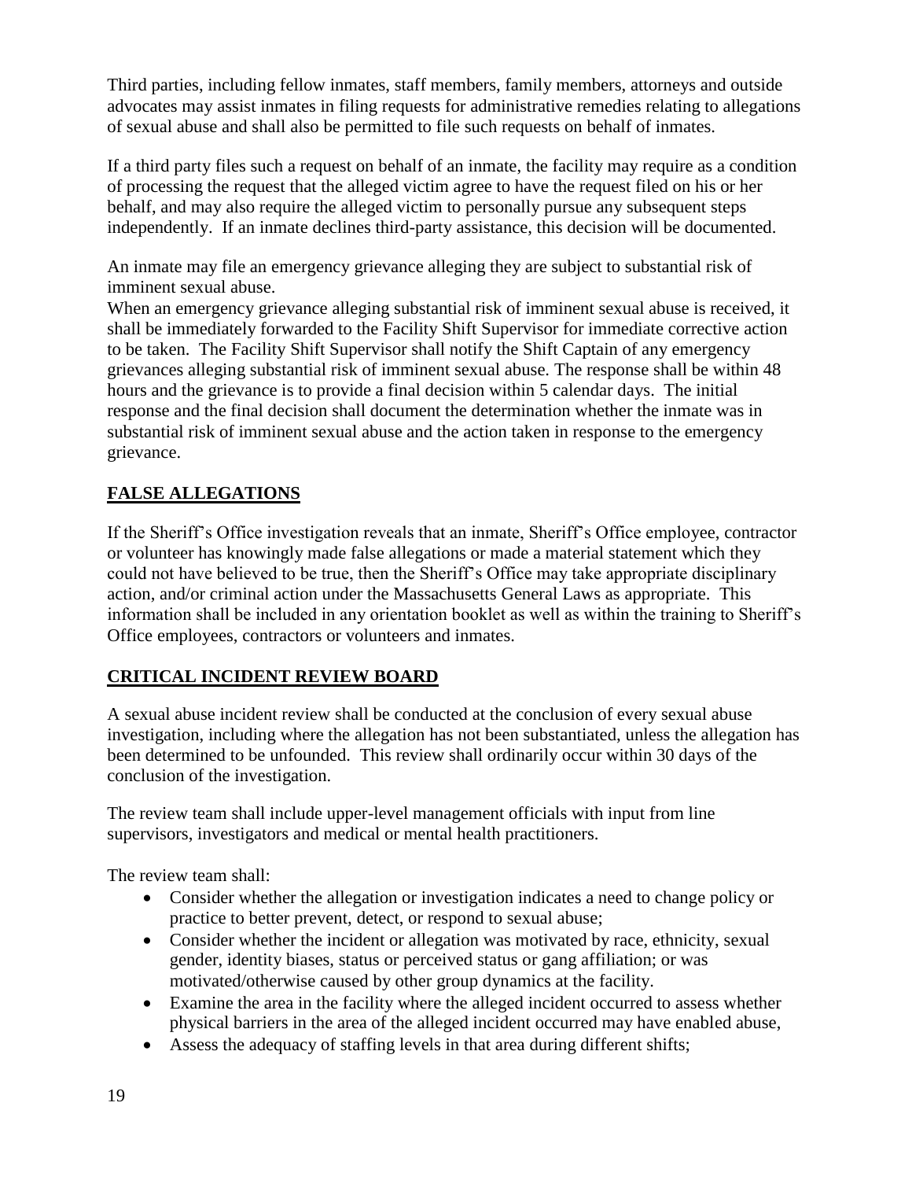Third parties, including fellow inmates, staff members, family members, attorneys and outside advocates may assist inmates in filing requests for administrative remedies relating to allegations of sexual abuse and shall also be permitted to file such requests on behalf of inmates.

If a third party files such a request on behalf of an inmate, the facility may require as a condition of processing the request that the alleged victim agree to have the request filed on his or her behalf, and may also require the alleged victim to personally pursue any subsequent steps independently. If an inmate declines third-party assistance, this decision will be documented.

An inmate may file an emergency grievance alleging they are subject to substantial risk of imminent sexual abuse.

When an emergency grievance alleging substantial risk of imminent sexual abuse is received, it shall be immediately forwarded to the Facility Shift Supervisor for immediate corrective action to be taken. The Facility Shift Supervisor shall notify the Shift Captain of any emergency grievances alleging substantial risk of imminent sexual abuse. The response shall be within 48 hours and the grievance is to provide a final decision within 5 calendar days. The initial response and the final decision shall document the determination whether the inmate was in substantial risk of imminent sexual abuse and the action taken in response to the emergency grievance.

## FALSE ALLEGATIONS

If the Sheriff's Office investigation reveals that an inmate, Sheriff's Office employee, contractor or volunteer has knowingly made false allegations or made a material statement which they could not have believed to be true, then the Sheriff's Office may take appropriate disciplinary action, and/or criminal action under the Massachusetts General Laws as appropriate. This information shall be included in any orientation booklet as well as within the training to Sheriff's Office employees, contractors or volunteers and inmates.

## CRITICAL INCIDENT REVIEW BOARD

A sexual abuse incident review shall be conducted at the conclusion of every sexual abuse investigation, including where the allegation has not been substantiated, unless the allegation has been determined to be unfounded. This review shall ordinarily occur within 30 days of the conclusion of the investigation.

The review team shall include upper-level management officials with input from line supervisors, investigators and medical or mental health practitioners.

The review team shall:

- Consider whether the allegation or investigation indicates a need to change policy or practice to better prevent, detect, or respond to sexual abuse;
- Consider whether the incident or allegation was motivated by race, ethnicity, sexual gender, identity biases, status or perceived status or gang affiliation; or was motivated/otherwise caused by other group dynamics at the facility.
- Examine the area in the facility where the alleged incident occurred to assess whether physical barriers in the area of the alleged incident occurred may have enabled abuse,
- Assess the adequacy of staffing levels in that area during different shifts;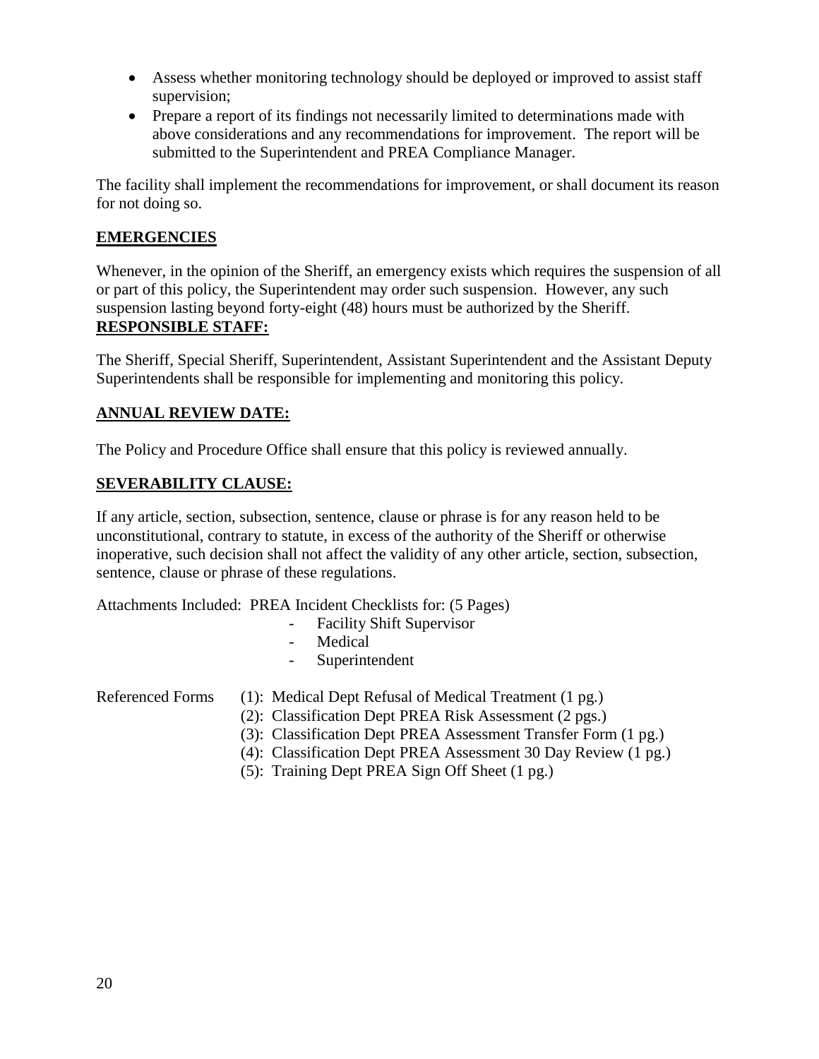- Assess whether monitoring technology should be deployed or improved to assist staff supervision;
- Prepare a report of its findings not necessarily limited to determinations made with above considerations and any recommendations for improvement. The report will be submitted to the Superintendent and PREA Compliance Manager.

The facility shall implement the recommendations for improvement, or shall document its reason for not doing so.

**EMERGENCIES**

Whenever, in the opinion of the Sheriff, an emergency exists which requires the suspension of all or part of this policy, the Superintendent may order such suspension. However, any such suspension lasting beyond forty-eight (48) hours must be authorized by the Sheriff.

**RESPONSIBLE STAFF:**

The Sheriff, Special Sheriff, Superintendent, Assistant Superintendent and the Assistant Deputy Superintendents shall be responsible for implementing and monitoring this policy.

**ANNUAL REVIEW DATE:**

The Policy and Procedure Office shall ensure that this policy is reviewed annually.

**SEVERABILITY CLAUSE:**

If any article, section, subsection, sentence, clause or phrase is for any reason held to be unconstitutional, contrary to statute, in excess of the authority of the Sheriff or otherwise inoperative, such decision shall not affect the validity of any other article, section, subsection, sentence, clause or phrase of these regulations.

Attachments Included: PREA Incident Checklists for: (5 Pages)

- Facility Shift Supervisor
- Medical
- Superintendent

Referenced Forms
(1): Medical Dept Refusal of Medical Treatment (1 pg.)
(2): Classification Dept PREA Risk Assessment (2 pgs.)
(3): Classification Dept PREA Assessment Transfer Form (1 pg.)
(4): Classification Dept PREA Assessment 30 Day Review (1 pg.)
(5): Training Dept PREA Sign Off Sheet (1 pg.)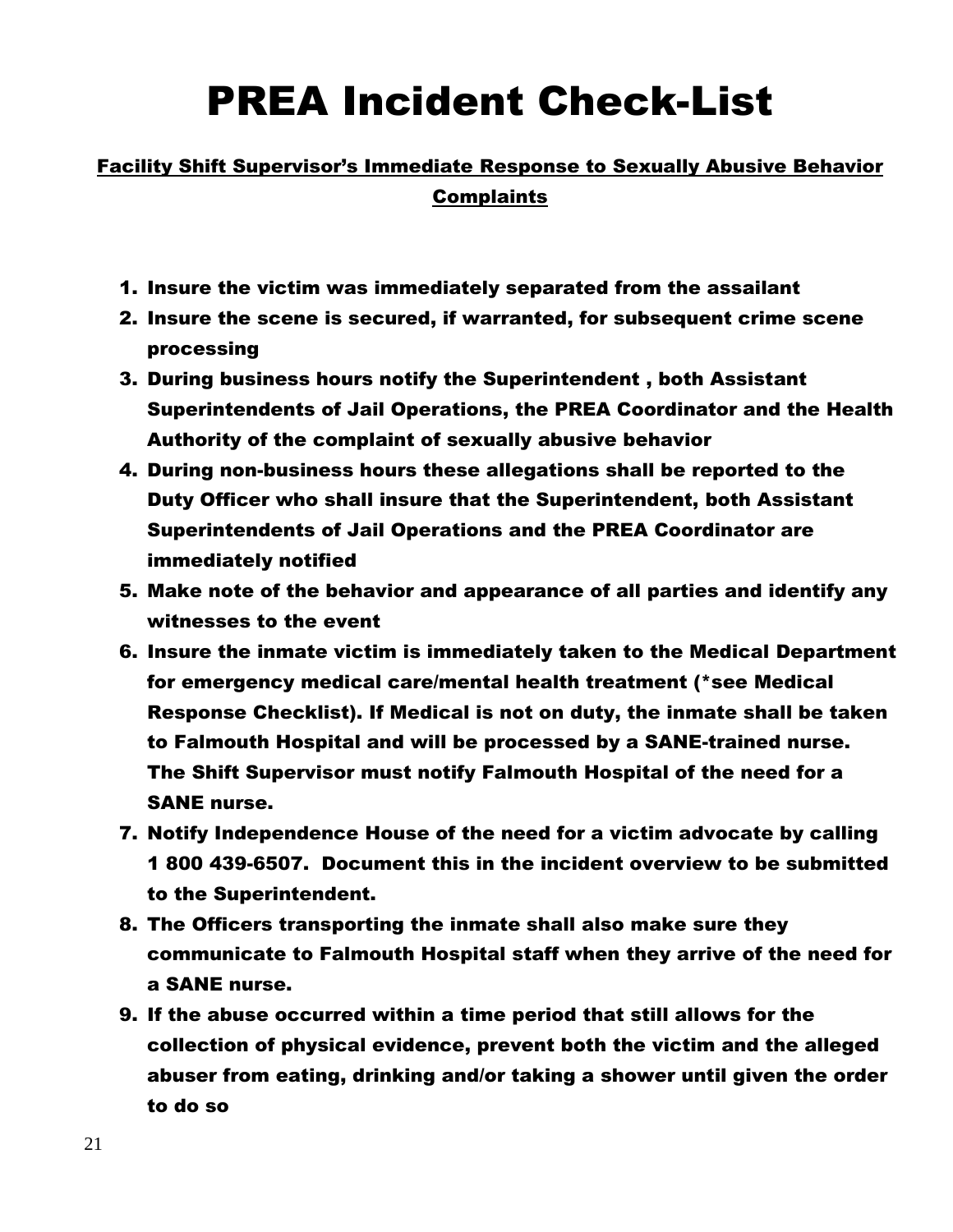# PREA Incident Check-List

## Facility Shift Supervisor's Immediate Response to Sexually Abusive Behavior Complaints

1. Insure the victim was immediately separated from the assailant
2. Insure the scene is secured, if warranted, for subsequent crime scene processing
3. During business hours notify the Superintendent , both Assistant Superintendents of Jail Operations, the PREA Coordinator and the Health Authority of the complaint of sexually abusive behavior
4. During non-business hours these allegations shall be reported to the Duty Officer who shall insure that the Superintendent, both Assistant Superintendents of Jail Operations and the PREA Coordinator are immediately notified
5. Make note of the behavior and appearance of all parties and identify any witnesses to the event
6. Insure the inmate victim is immediately taken to the Medical Department for emergency medical care/mental health treatment (*see Medical Response Checklist). If Medical is not on duty, the inmate shall be taken to Falmouth Hospital and will be processed by a SANE-trained nurse. The Shift Supervisor must notify Falmouth Hospital of the need for a SANE nurse.
7. Notify Independence House of the need for a victim advocate by calling 1 800 439-6507. Document this in the incident overview to be submitted to the Superintendent.
8. The Officers transporting the inmate shall also make sure they communicate to Falmouth Hospital staff when they arrive of the need for a SANE nurse.
9. If the abuse occurred within a time period that still allows for the collection of physical evidence, prevent both the victim and the alleged abuser from eating, drinking and/or taking a shower until given the order to do so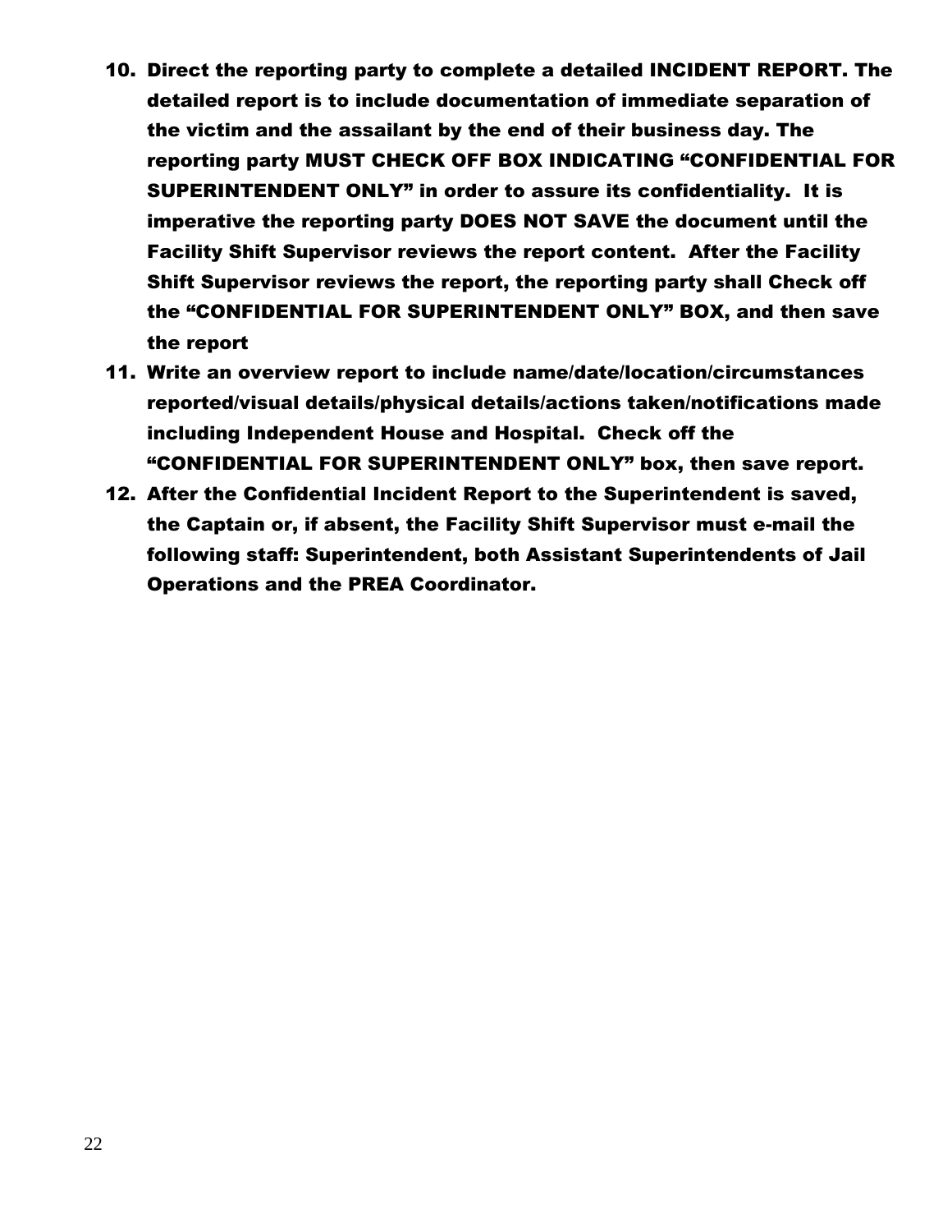10. Direct the reporting party to complete a detailed INCIDENT REPORT. The detailed report is to include documentation of immediate separation of the victim and the assailant by the end of their business day. The reporting party MUST CHECK OFF BOX INDICATING "CONFIDENTIAL FOR SUPERINTENDENT ONLY" in order to assure its confidentiality. It is imperative the reporting party DOES NOT SAVE the document until the Facility Shift Supervisor reviews the report content. After the Facility Shift Supervisor reviews the report, the reporting party shall Check off the "CONFIDENTIAL FOR SUPERINTENDENT ONLY" BOX, and then save the report
11. Write an overview report to include name/date/location/circumstances reported/visual details/physical details/actions taken/notifications made including Independent House and Hospital. Check off the "CONFIDENTIAL FOR SUPERINTENDENT ONLY" box, then save report.
12. After the Confidential Incident Report to the Superintendent is saved, the Captain or, if absent, the Facility Shift Supervisor must e-mail the following staff: Superintendent, both Assistant Superintendents of Jail Operations and the PREA Coordinator.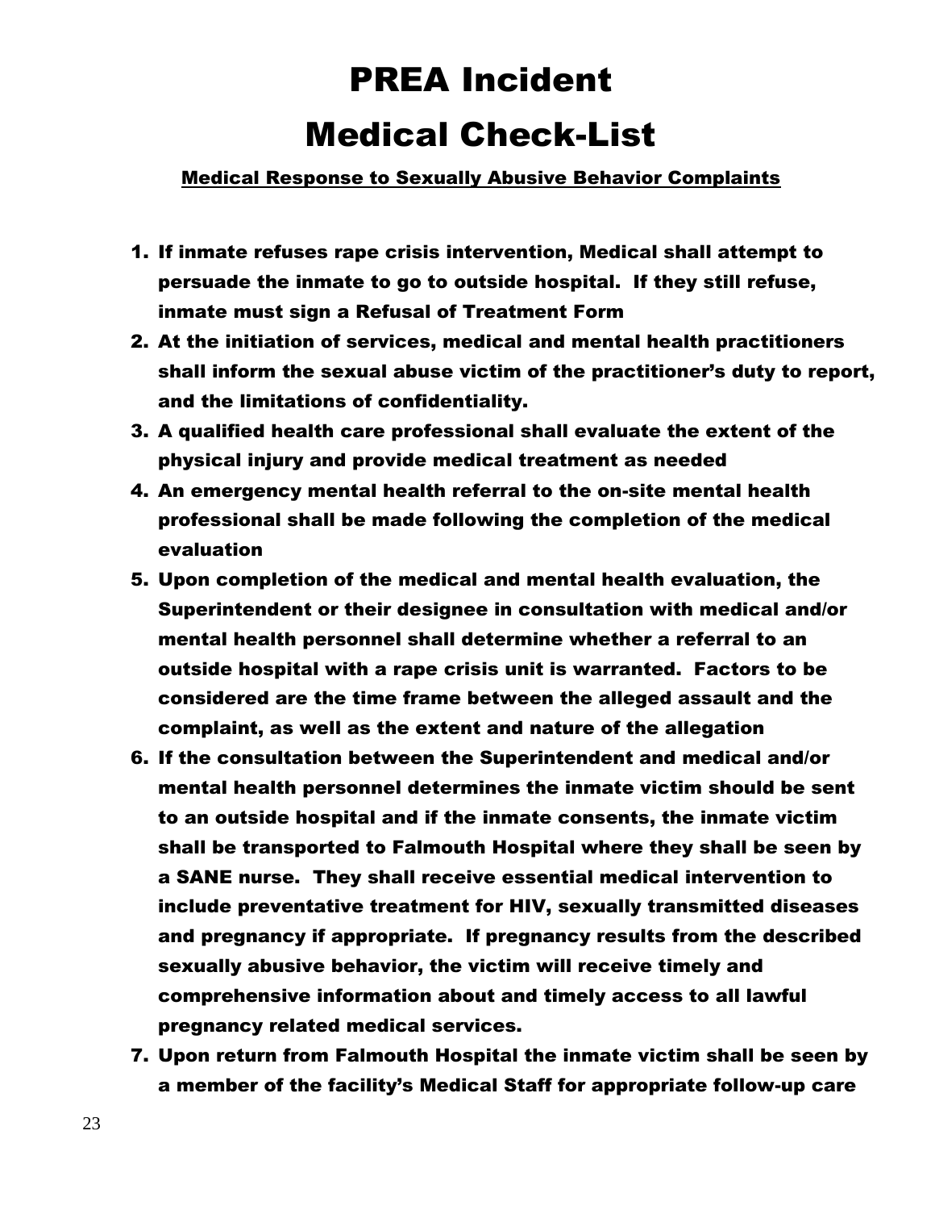# PREA Incident

# Medical Check-List

## Medical Response to Sexually Abusive Behavior Complaints

1. **If inmate refuses rape crisis intervention, Medical shall attempt to persuade the inmate to go to outside hospital. If they still refuse, inmate must sign a Refusal of Treatment Form**
2. **At the initiation of services, medical and mental health practitioners shall inform the sexual abuse victim of the practitioner's duty to report, and the limitations of confidentiality.**
3. **A qualified health care professional shall evaluate the extent of the physical injury and provide medical treatment as needed**
4. **An emergency mental health referral to the on-site mental health professional shall be made following the completion of the medical evaluation**
5. **Upon completion of the medical and mental health evaluation, the Superintendent or their designee in consultation with medical and/or mental health personnel shall determine whether a referral to an outside hospital with a rape crisis unit is warranted. Factors to be considered are the time frame between the alleged assault and the complaint, as well as the extent and nature of the allegation**
6. **If the consultation between the Superintendent and medical and/or mental health personnel determines the inmate victim should be sent to an outside hospital and if the inmate consents, the inmate victim shall be transported to Falmouth Hospital where they shall be seen by a SANE nurse. They shall receive essential medical intervention to include preventative treatment for HIV, sexually transmitted diseases and pregnancy if appropriate. If pregnancy results from the described sexually abusive behavior, the victim will receive timely and comprehensive information about and timely access to all lawful pregnancy related medical services.**
7. **Upon return from Falmouth Hospital the inmate victim shall be seen by a member of the facility's Medical Staff for appropriate follow-up care**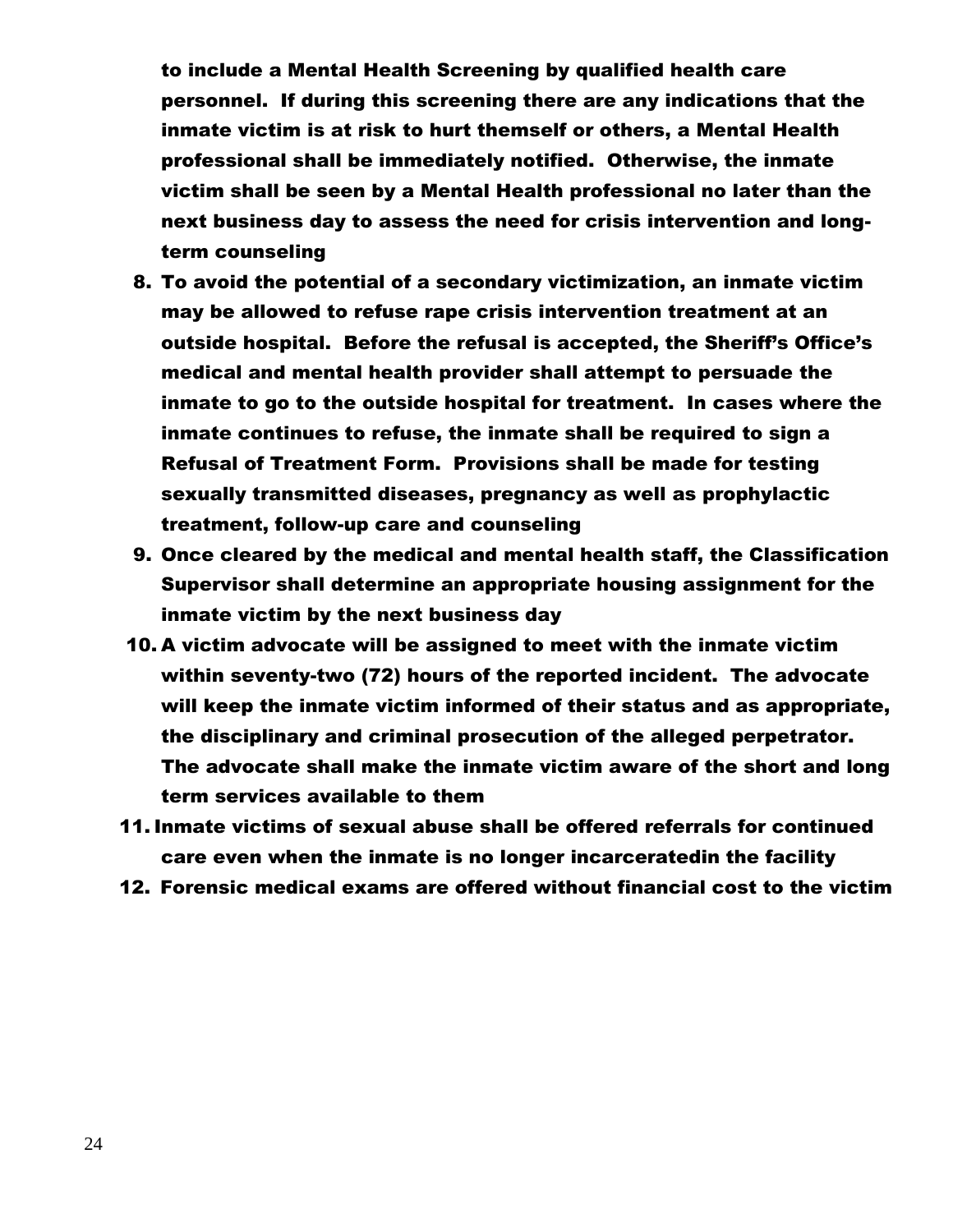**to include a Mental Health Screening by qualified health care personnel. If during this screening there are any indications that the inmate victim is at risk to hurt themself or others, a Mental Health professional shall be immediately notified. Otherwise, the inmate victim shall be seen by a Mental Health professional no later than the next business day to assess the need for crisis intervention and long-term counseling**

8. **To avoid the potential of a secondary victimization, an inmate victim may be allowed to refuse rape crisis intervention treatment at an outside hospital. Before the refusal is accepted, the Sheriff's Office's medical and mental health provider shall attempt to persuade the inmate to go to the outside hospital for treatment. In cases where the inmate continues to refuse, the inmate shall be required to sign a Refusal of Treatment Form. Provisions shall be made for testing sexually transmitted diseases, pregnancy as well as prophylactic treatment, follow-up care and counseling**
9. **Once cleared by the medical and mental health staff, the Classification Supervisor shall determine an appropriate housing assignment for the inmate victim by the next business day**
10. **A victim advocate will be assigned to meet with the inmate victim within seventy-two (72) hours of the reported incident. The advocate will keep the inmate victim informed of their status and as appropriate, the disciplinary and criminal prosecution of the alleged perpetrator. The advocate shall make the inmate victim aware of the short and long term services available to them**
11. **Inmate victims of sexual abuse shall be offered referrals for continued care even when the inmate is no longer incarceratedin the facility**
12. **Forensic medical exams are offered without financial cost to the victim**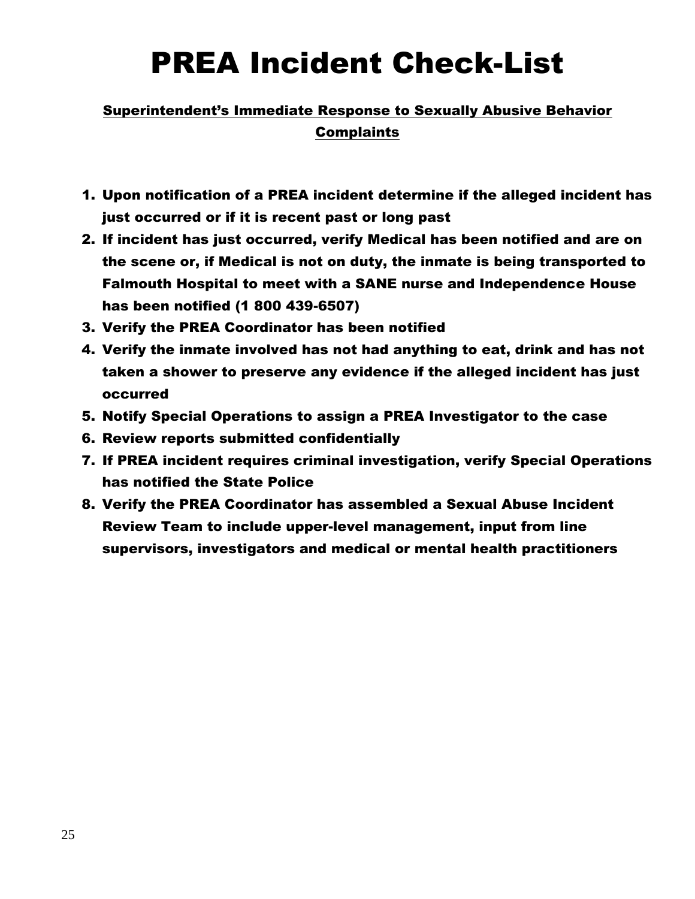# PREA Incident Check-List

## Superintendent's Immediate Response to Sexually Abusive Behavior Complaints

1. **Upon notification of a PREA incident determine if the alleged incident has just occurred or if it is recent past or long past**
2. **If incident has just occurred, verify Medical has been notified and are on the scene or, if Medical is not on duty, the inmate is being transported to Falmouth Hospital to meet with a SANE nurse and Independence House has been notified (1 800 439-6507)**
3. **Verify the PREA Coordinator has been notified**
4. **Verify the inmate involved has not had anything to eat, drink and has not taken a shower to preserve any evidence if the alleged incident has just occurred**
5. **Notify Special Operations to assign a PREA Investigator to the case**
6. **Review reports submitted confidentially**
7. **If PREA incident requires criminal investigation, verify Special Operations has notified the State Police**
8. **Verify the PREA Coordinator has assembled a Sexual Abuse Incident Review Team to include upper-level management, input from line supervisors, investigators and medical or mental health practitioners**